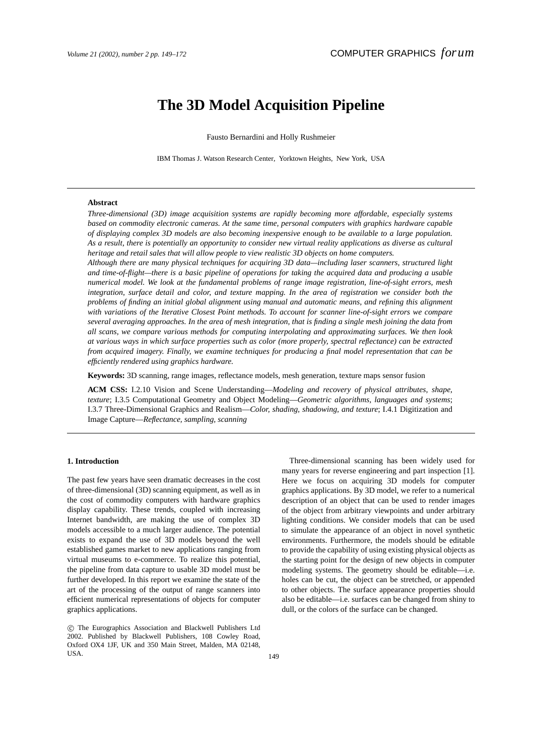# The 3D Model Acquisition Pipeline

Fausto Bernardini and Holly Rushmeier

IBM Thomas J. Watson Research Center, Yorktown Heights, New York, USA

---

**Abstract**

*Three-dimensional (3D) image acquisition systems are rapidly becoming more affordable, especially systems based on commodity electronic cameras. At the same time, personal computers with graphics hardware capable of displaying complex 3D models are also becoming inexpensive enough to be available to a large population. As a result, there is potentially an opportunity to consider new virtual reality applications as diverse as cultural heritage and retail sales that will allow people to view realistic 3D objects on home computers.*

*Although there are many physical techniques for acquiring 3D data—including laser scanners, structured light and time-of-flight—there is a basic pipeline of operations for taking the acquired data and producing a usable numerical model. We look at the fundamental problems of range image registration, line-of-sight errors, mesh integration, surface detail and color, and texture mapping. In the area of registration we consider both the problems of finding an initial global alignment using manual and automatic means, and refining this alignment with variations of the Iterative Closest Point methods. To account for scanner line-of-sight errors we compare several averaging approaches. In the area of mesh integration, that is finding a single mesh joining the data from all scans, we compare various methods for computing interpolating and approximating surfaces. We then look at various ways in which surface properties such as color (more properly, spectral reflectance) can be extracted from acquired imagery. Finally, we examine techniques for producing a final model representation that can be efficiently rendered using graphics hardware.*

**Keywords:** 3D scanning, range images, reflectance models, mesh generation, texture maps sensor fusion

**ACM CSS:** I.2.10 Vision and Scene Understanding—*Modeling and recovery of physical attributes, shape, texture*; I.3.5 Computational Geometry and Object Modeling—*Geometric algorithms, languages and systems*; I.3.7 Three-Dimensional Graphics and Realism—*Color, shading, shadowing, and texture*; I.4.1 Digitization and Image Capture—*Reflectance, sampling, scanning*

---

## 1. Introduction

The past few years have seen dramatic decreases in the cost of three-dimensional (3D) scanning equipment, as well as in the cost of commodity computers with hardware graphics display capability. These trends, coupled with increasing Internet bandwidth, are making the use of complex 3D models accessible to a much larger audience. The potential exists to expand the use of 3D models beyond the well established games market to new applications ranging from virtual museums to e-commerce. To realize this potential, the pipeline from data capture to usable 3D model must be further developed. In this report we examine the state of the art of the processing of the output of range scanners into efficient numerical representations of objects for computer graphics applications.

Three-dimensional scanning has been widely used for many years for reverse engineering and part inspection [1]. Here we focus on acquiring 3D models for computer graphics applications. By 3D model, we refer to a numerical description of an object that can be used to render images of the object from arbitrary viewpoints and under arbitrary lighting conditions. We consider models that can be used to simulate the appearance of an object in novel synthetic environments. Furthermore, the models should be editable to provide the capability of using existing physical objects as the starting point for the design of new objects in computer modeling systems. The geometry should be editable—i.e. holes can be cut, the object can be stretched, or appended to other objects. The surface appearance properties should also be editable—i.e. surfaces can be changed from shiny to dull, or the colors of the surface can be changed.

© The Eurographics Association and Blackwell Publishers Ltd 2002. Published by Blackwell Publishers, 108 Cowley Road, Oxford OX4 1JF, UK and 350 Main Street, Malden, MA 02148, USA.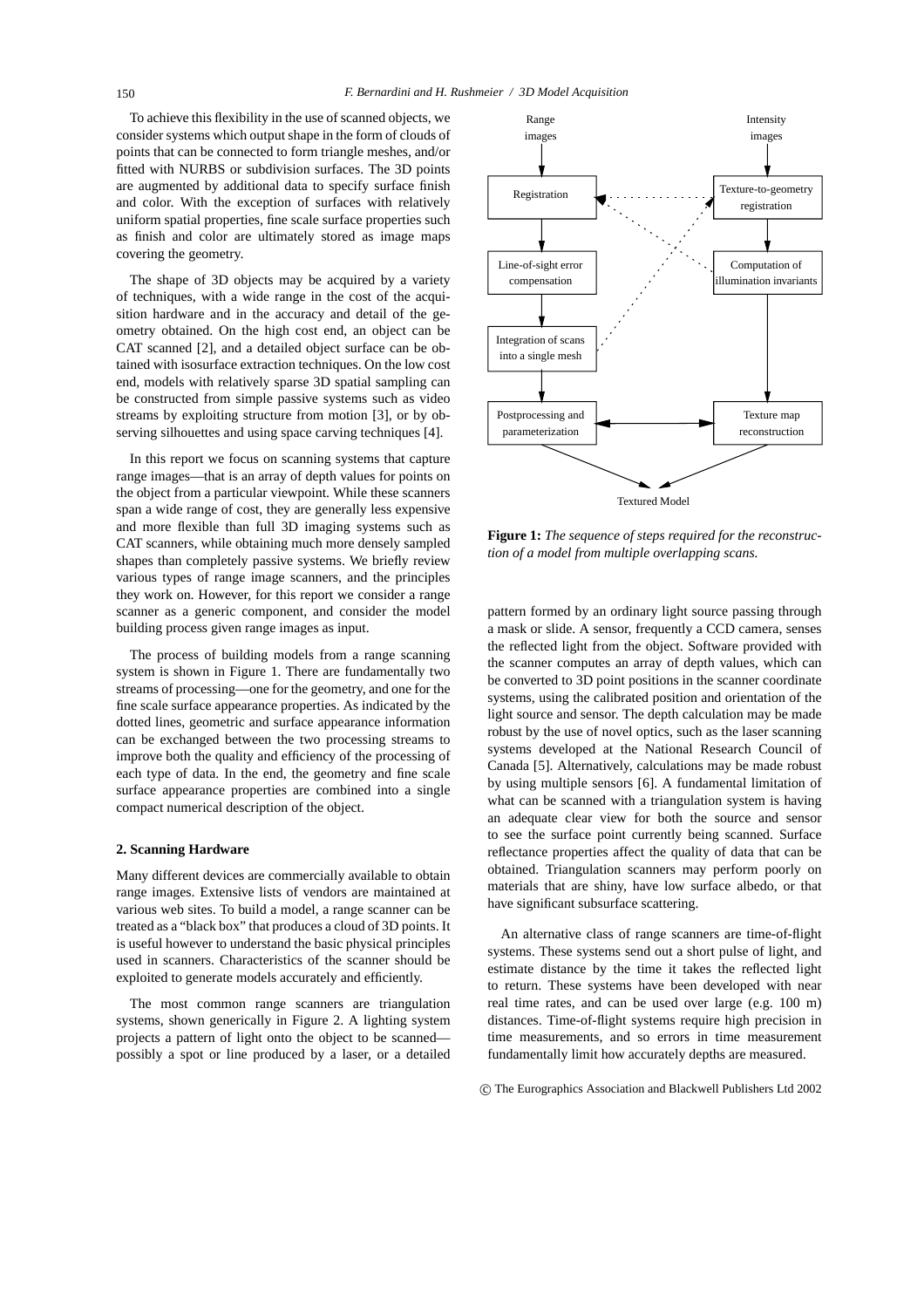To achieve this flexibility in the use of scanned objects, we consider systems which output shape in the form of clouds of points that can be connected to form triangle meshes, and/or fitted with NURBS or subdivision surfaces. The 3D points are augmented by additional data to specify surface finish and color. With the exception of surfaces with relatively uniform spatial properties, fine scale surface properties such as finish and color are ultimately stored as image maps covering the geometry.

The shape of 3D objects may be acquired by a variety of techniques, with a wide range in the cost of the acquisition hardware and in the accuracy and detail of the geometry obtained. On the high cost end, an object can be CAT scanned [2], and a detailed object surface can be obtained with isosurface extraction techniques. On the low cost end, models with relatively sparse 3D spatial sampling can be constructed from simple passive systems such as video streams by exploiting structure from motion [3], or by observing silhouettes and using space carving techniques [4].

In this report we focus on scanning systems that capture range images—that is an array of depth values for points on the object from a particular viewpoint. While these scanners span a wide range of cost, they are generally less expensive and more flexible than full 3D imaging systems such as CAT scanners, while obtaining much more densely sampled shapes than completely passive systems. We briefly review various types of range image scanners, and the principles they work on. However, for this report we consider a range scanner as a generic component, and consider the model building process given range images as input.

The process of building models from a range scanning system is shown in Figure 1. There are fundamentally two streams of processing—one for the geometry, and one for the fine scale surface appearance properties. As indicated by the dotted lines, geometric and surface appearance information can be exchanged between the two processing streams to improve both the quality and efficiency of the processing of each type of data. In the end, the geometry and fine scale surface appearance properties are combined into a single compact numerical description of the object.

Range images

Intensity images

Registration

Texture-to-geometry registration

Line-of-sight error compensation

Computation of illumination invariants

Integration of scans into a single mesh

Postprocessing and parameterization

Texture map reconstruction

Textured Model

**Figure 1:** *The sequence of steps required for the reconstruction of a model from multiple overlapping scans.*

## 2. Scanning Hardware

Many different devices are commercially available to obtain range images. Extensive lists of vendors are maintained at various web sites. To build a model, a range scanner can be treated as a "black box" that produces a cloud of 3D points. It is useful however to understand the basic physical principles used in scanners. Characteristics of the scanner should be exploited to generate models accurately and efficiently.

The most common range scanners are triangulation systems, shown generically in Figure 2. A lighting system projects a pattern of light onto the object to be scanned—possibly a spot or line produced by a laser, or a detailed pattern formed by an ordinary light source passing through a mask or slide. A sensor, frequently a CCD camera, senses the reflected light from the object. Software provided with the scanner computes an array of depth values, which can be converted to 3D point positions in the scanner coordinate systems, using the calibrated position and orientation of the light source and sensor. The depth calculation may be made robust by the use of novel optics, such as the laser scanning systems developed at the National Research Council of Canada [5]. Alternatively, calculations may be made robust by using multiple sensors [6]. A fundamental limitation of what can be scanned with a triangulation system is having an adequate clear view for both the source and sensor to see the surface point currently being scanned. Surface reflectance properties affect the quality of data that can be obtained. Triangulation scanners may perform poorly on materials that are shiny, have low surface albedo, or that have significant subsurface scattering.

An alternative class of range scanners are time-of-flight systems. These systems send out a short pulse of light, and estimate distance by the time it takes the reflected light to return. These systems have been developed with near real time rates, and can be used over large (e.g. 100 m) distances. Time-of-flight systems require high precision in time measurements, and so errors in time measurement fundamentally limit how accurately depths are measured.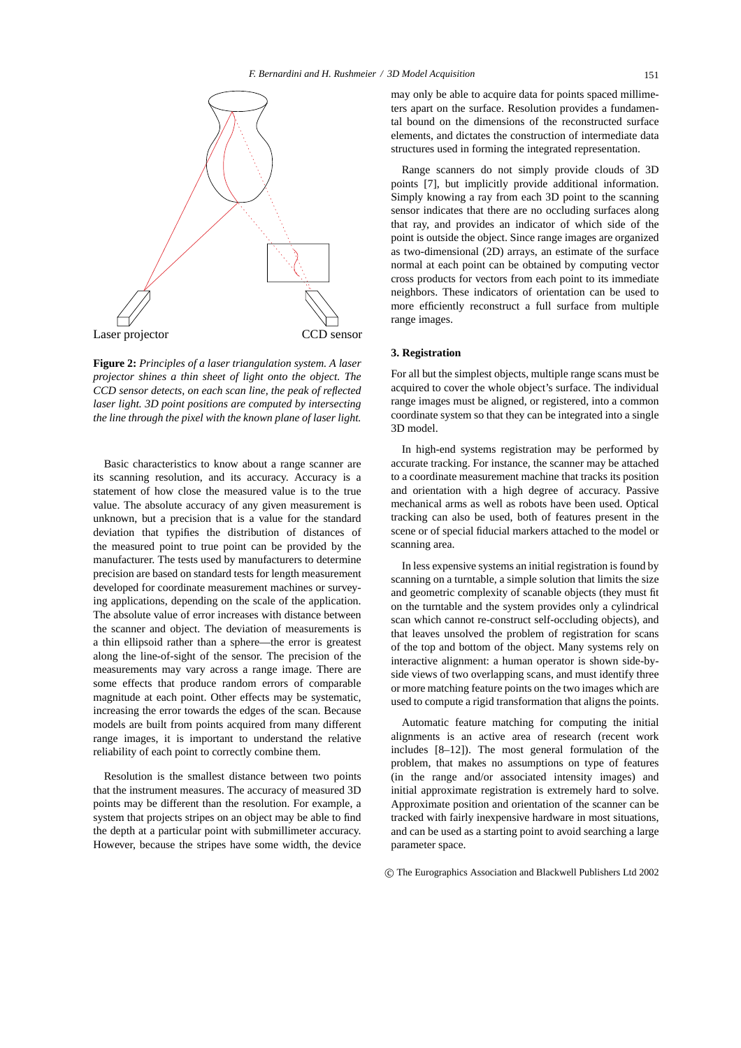Laser projector

CCD sensor

**Figure 2:** *Principles of a laser triangulation system. A laser projector shines a thin sheet of light onto the object. The CCD sensor detects, on each scan line, the peak of reflected laser light. 3D point positions are computed by intersecting the line through the pixel with the known plane of laser light.*

Basic characteristics to know about a range scanner are its scanning resolution, and its accuracy. Accuracy is a statement of how close the measured value is to the true value. The absolute accuracy of any given measurement is unknown, but a precision that is a value for the standard deviation that typifies the distribution of distances of the measured point to true point can be provided by the manufacturer. The tests used by manufacturers to determine precision are based on standard tests for length measurement developed for coordinate measurement machines or surveying applications, depending on the scale of the application. The absolute value of error increases with distance between the scanner and object. The deviation of measurements is a thin ellipsoid rather than a sphere—the error is greatest along the line-of-sight of the sensor. The precision of the measurements may vary across a range image. There are some effects that produce random errors of comparable magnitude at each point. Other effects may be systematic, increasing the error towards the edges of the scan. Because models are built from points acquired from many different range images, it is important to understand the relative reliability of each point to correctly combine them.

Resolution is the smallest distance between two points that the instrument measures. The accuracy of measured 3D points may be different than the resolution. For example, a system that projects stripes on an object may be able to find the depth at a particular point with submillimeter accuracy. However, because the stripes have some width, the device may only be able to acquire data for points spaced millimeters apart on the surface. Resolution provides a fundamental bound on the dimensions of the reconstructed surface elements, and dictates the construction of intermediate data structures used in forming the integrated representation.

Range scanners do not simply provide clouds of 3D points [7], but implicitly provide additional information. Simply knowing a ray from each 3D point to the scanning sensor indicates that there are no occluding surfaces along that ray, and provides an indicator of which side of the point is outside the object. Since range images are organized as two-dimensional (2D) arrays, an estimate of the surface normal at each point can be obtained by computing vector cross products for vectors from each point to its immediate neighbors. These indicators of orientation can be used to more efficiently reconstruct a full surface from multiple range images.

## 3. Registration

For all but the simplest objects, multiple range scans must be acquired to cover the whole object's surface. The individual range images must be aligned, or registered, into a common coordinate system so that they can be integrated into a single 3D model.

In high-end systems registration may be performed by accurate tracking. For instance, the scanner may be attached to a coordinate measurement machine that tracks its position and orientation with a high degree of accuracy. Passive mechanical arms as well as robots have been used. Optical tracking can also be used, both of features present in the scene or of special fiducial markers attached to the model or scanning area.

In less expensive systems an initial registration is found by scanning on a turntable, a simple solution that limits the size and geometric complexity of scanable objects (they must fit on the turntable and the system provides only a cylindrical scan which cannot re-construct self-occluding objects), and that leaves unsolved the problem of registration for scans of the top and bottom of the object. Many systems rely on interactive alignment: a human operator is shown side-by-side views of two overlapping scans, and must identify three or more matching feature points on the two images which are used to compute a rigid transformation that aligns the points.

Automatic feature matching for computing the initial alignments is an active area of research (recent work includes [8–12]). The most general formulation of the problem, that makes no assumptions on type of features (in the range and/or associated intensity images) and initial approximate registration is extremely hard to solve. Approximate position and orientation of the scanner can be tracked with fairly inexpensive hardware in most situations, and can be used as a starting point to avoid searching a large parameter space.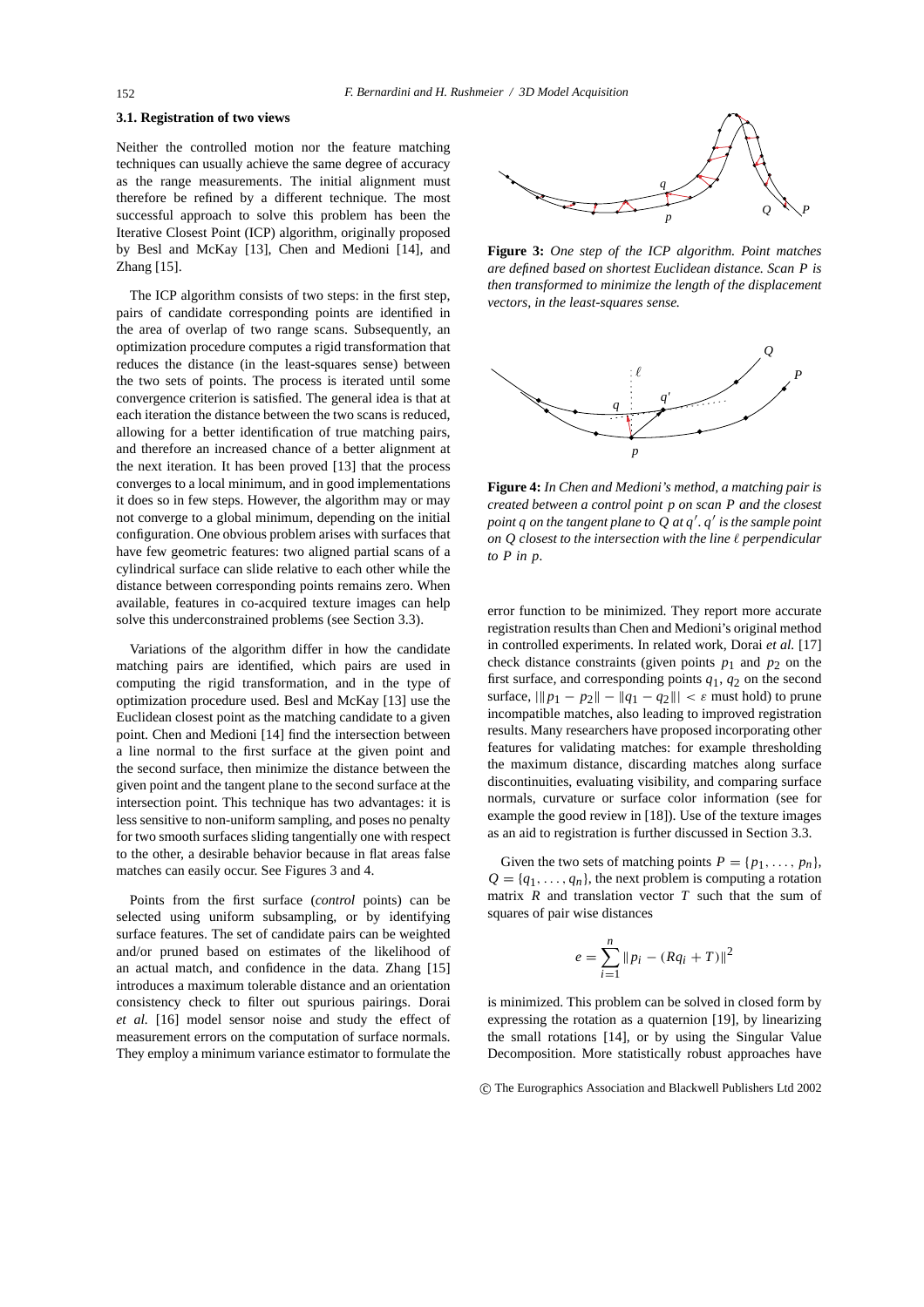### 3.1. Registration of two views

Neither the controlled motion nor the feature matching techniques can usually achieve the same degree of accuracy as the range measurements. The initial alignment must therefore be refined by a different technique. The most successful approach to solve this problem has been the Iterative Closest Point (ICP) algorithm, originally proposed by Besl and McKay [13], Chen and Medioni [14], and Zhang [15].

The ICP algorithm consists of two steps: in the first step, pairs of candidate corresponding points are identified in the area of overlap of two range scans. Subsequently, an optimization procedure computes a rigid transformation that reduces the distance (in the least-squares sense) between the two sets of points. The process is iterated until some convergence criterion is satisfied. The general idea is that at each iteration the distance between the two scans is reduced, allowing for a better identification of true matching pairs, and therefore an increased chance of a better alignment at the next iteration. It has been proved [13] that the process converges to a local minimum, and in good implementations it does so in few steps. However, the algorithm may or may not converge to a global minimum, depending on the initial configuration. One obvious problem arises with surfaces that have few geometric features: two aligned partial scans of a cylindrical surface can slide relative to each other while the distance between corresponding points remains zero. When available, features in co-acquired texture images can help solve this underconstrained problems (see Section 3.3).

Variations of the algorithm differ in how the candidate matching pairs are identified, which pairs are used in computing the rigid transformation, and in the type of optimization procedure used. Besl and McKay [13] use the Euclidean closest point as the matching candidate to a given point. Chen and Medioni [14] find the intersection between a line normal to the first surface at the given point and the second surface, then minimize the distance between the given point and the tangent plane to the second surface at the intersection point. This technique has two advantages: it is less sensitive to non-uniform sampling, and poses no penalty for two smooth surfaces sliding tangentially one with respect to the other, a desirable behavior because in flat areas false matches can easily occur. See Figures 3 and 4.

Points from the first surface (*control* points) can be selected using uniform subsampling, or by identifying surface features. The set of candidate pairs can be weighted and/or pruned based on estimates of the likelihood of an actual match, and confidence in the data. Zhang [15] introduces a maximum tolerable distance and an orientation consistency check to filter out spurious pairings. Dorai *et al.* [16] model sensor noise and study the effect of measurement errors on the computation of surface normals. They employ a minimum variance estimator to formulate the error function to be minimized. They report more accurate registration results than Chen and Medioni's original method in controlled experiments. In related work, Dorai *et al.* [17] check distance constraints (given points $p_1$ and $p_2$ on the first surface, and corresponding points $q_1$, $q_2$ on the second surface, $|\|p_1 - p_2\| - \|q_1 - q_2\|| < \varepsilon$ must hold) to prune incompatible matches, also leading to improved registration results. Many researchers have proposed incorporating other features for validating matches: for example thresholding the maximum distance, discarding matches along surface discontinuities, evaluating visibility, and comparing surface normals, curvature or surface color information (see for example the good review in [18]). Use of the texture images as an aid to registration is further discussed in Section 3.3.

**Figure 3:** *One step of the ICP algorithm. Point matches are defined based on shortest Euclidean distance. Scan P is then transformed to minimize the length of the displacement vectors, in the least-squares sense.*

**Figure 4:** *In Chen and Medioni's method, a matching pair is created between a control point $p$ on scan $P$ and the closest point $q$ on the tangent plane to $Q$ at $q'$. $q'$ is the sample point on $Q$ closest to the intersection with the line $\ell$ perpendicular to $P$ in $p$.*

Given the two sets of matching points $P = \{p_1, \ldots, p_n\}$, $Q = \{q_1, \ldots, q_n\}$, the next problem is computing a rotation matrix $R$ and translation vector $T$ such that the sum of squares of pair wise distances

$$e = \sum_{i=1}^{n} \|p_i - (Rq_i + T)\|^2$$

is minimized. This problem can be solved in closed form by expressing the rotation as a quaternion [19], by linearizing the small rotations [14], or by using the Singular Value Decomposition. More statistically robust approaches have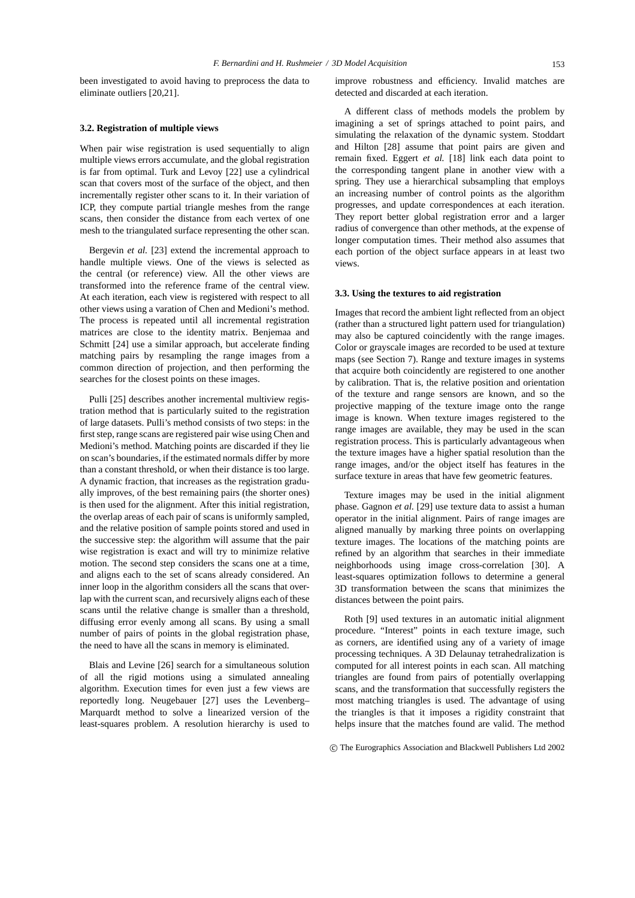been investigated to avoid having to preprocess the data to eliminate outliers [20,21].

### 3.2. Registration of multiple views

When pair wise registration is used sequentially to align multiple views errors accumulate, and the global registration is far from optimal. Turk and Levoy [22] use a cylindrical scan that covers most of the surface of the object, and then incrementally register other scans to it. In their variation of ICP, they compute partial triangle meshes from the range scans, then consider the distance from each vertex of one mesh to the triangulated surface representing the other scan.

Bergevin *et al.* [23] extend the incremental approach to handle multiple views. One of the views is selected as the central (or reference) view. All the other views are transformed into the reference frame of the central view. At each iteration, each view is registered with respect to all other views using a varation of Chen and Medioni's method. The process is repeated until all incremental registration matrices are close to the identity matrix. Benjemaa and Schmitt [24] use a similar approach, but accelerate finding matching pairs by resampling the range images from a common direction of projection, and then performing the searches for the closest points on these images.

Pulli [25] describes another incremental multiview registration method that is particularly suited to the registration of large datasets. Pulli's method consists of two steps: in the first step, range scans are registered pair wise using Chen and Medioni's method. Matching points are discarded if they lie on scan's boundaries, if the estimated normals differ by more than a constant threshold, or when their distance is too large. A dynamic fraction, that increases as the registration gradually improves, of the best remaining pairs (the shorter ones) is then used for the alignment. After this initial registration, the overlap areas of each pair of scans is uniformly sampled, and the relative position of sample points stored and used in the successive step: the algorithm will assume that the pair wise registration is exact and will try to minimize relative motion. The second step considers the scans one at a time, and aligns each to the set of scans already considered. An inner loop in the algorithm considers all the scans that overlap with the current scan, and recursively aligns each of these scans until the relative change is smaller than a threshold, diffusing error evenly among all scans. By using a small number of pairs of points in the global registration phase, the need to have all the scans in memory is eliminated.

Blais and Levine [26] search for a simultaneous solution of all the rigid motions using a simulated annealing algorithm. Execution times for even just a few views are reportedly long. Neugebauer [27] uses the Levenberg–Marquardt method to solve a linearized version of the least-squares problem. A resolution hierarchy is used to improve robustness and efficiency. Invalid matches are detected and discarded at each iteration.

A different class of methods models the problem by imagining a set of springs attached to point pairs, and simulating the relaxation of the dynamic system. Stoddart and Hilton [28] assume that point pairs are given and remain fixed. Eggert *et al.* [18] link each data point to the corresponding tangent plane in another view with a spring. They use a hierarchical subsampling that employs an increasing number of control points as the algorithm progresses, and update correspondences at each iteration. They report better global registration error and a larger radius of convergence than other methods, at the expense of longer computation times. Their method also assumes that each portion of the object surface appears in at least two views.

### 3.3. Using the textures to aid registration

Images that record the ambient light reflected from an object (rather than a structured light pattern used for triangulation) may also be captured coincidently with the range images. Color or grayscale images are recorded to be used at texture maps (see Section 7). Range and texture images in systems that acquire both coincidently are registered to one another by calibration. That is, the relative position and orientation of the texture and range sensors are known, and so the projective mapping of the texture image onto the range image is known. When texture images registered to the range images are available, they may be used in the scan registration process. This is particularly advantageous when the texture images have a higher spatial resolution than the range images, and/or the object itself has features in the surface texture in areas that have few geometric features.

Texture images may be used in the initial alignment phase. Gagnon *et al.* [29] use texture data to assist a human operator in the initial alignment. Pairs of range images are aligned manually by marking three points on overlapping texture images. The locations of the matching points are refined by an algorithm that searches in their immediate neighborhoods using image cross-correlation [30]. A least-squares optimization follows to determine a general 3D transformation between the scans that minimizes the distances between the point pairs.

Roth [9] used textures in an automatic initial alignment procedure. "Interest" points in each texture image, such as corners, are identified using any of a variety of image processing techniques. A 3D Delaunay tetrahedralization is computed for all interest points in each scan. All matching triangles are found from pairs of potentially overlapping scans, and the transformation that successfully registers the most matching triangles is used. The advantage of using the triangles is that it imposes a rigidity constraint that helps insure that the matches found are valid. The method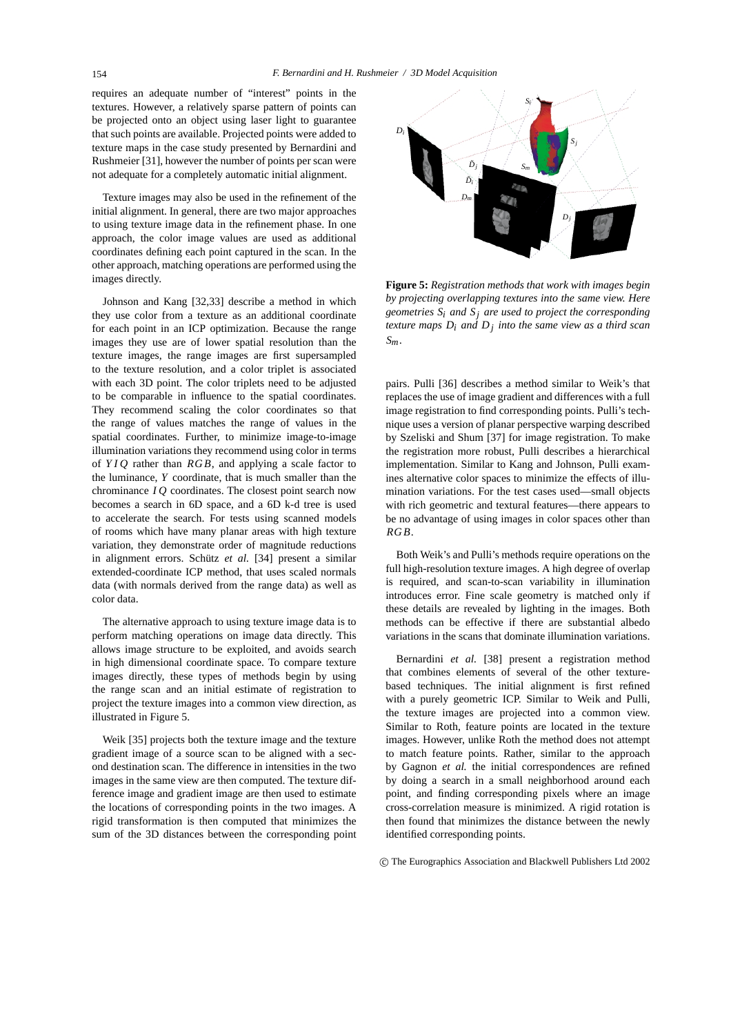requires an adequate number of "interest" points in the textures. However, a relatively sparse pattern of points can be projected onto an object using laser light to guarantee that such points are available. Projected points were added to texture maps in the case study presented by Bernardini and Rushmeier [31], however the number of points per scan were not adequate for a completely automatic initial alignment.

Texture images may also be used in the refinement of the initial alignment. In general, there are two major approaches to using texture image data in the refinement phase. In one approach, the color image values are used as additional coordinates defining each point captured in the scan. In the other approach, matching operations are performed using the images directly.

Johnson and Kang [32,33] describe a method in which they use color from a texture as an additional coordinate for each point in an ICP optimization. Because the range images they use are of lower spatial resolution than the texture images, the range images are first supersampled to the texture resolution, and a color triplet is associated with each 3D point. The color triplets need to be adjusted to be comparable in influence to the spatial coordinates. They recommend scaling the color coordinates so that the range of values matches the range of values in the spatial coordinates. Further, to minimize image-to-image illumination variations they recommend using color in terms of $YIQ$ rather than $RGB$, and applying a scale factor to the luminance, $Y$ coordinate, that is much smaller than the chrominance $IQ$ coordinates. The closest point search now becomes a search in 6D space, and a 6D k-d tree is used to accelerate the search. For tests using scanned models of rooms which have many planar areas with high texture variation, they demonstrate order of magnitude reductions in alignment errors. Schütz *et al.* [34] present a similar extended-coordinate ICP method, that uses scaled normals data (with normals derived from the range data) as well as color data.

The alternative approach to using texture image data is to perform matching operations on image data directly. This allows image structure to be exploited, and avoids search in high dimensional coordinate space. To compare texture images directly, these types of methods begin by using the range scan and an initial estimate of registration to project the texture images into a common view direction, as illustrated in Figure 5.

Weik [35] projects both the texture image and the texture gradient image of a source scan to be aligned with a second destination scan. The difference in intensities in the two images in the same view are then computed. The texture difference image and gradient image are then used to estimate the locations of corresponding points in the two images. A rigid transformation is then computed that minimizes the sum of the 3D distances between the corresponding point pairs. Pulli [36] describes a method similar to Weik's that replaces the use of image gradient and differences with a full image registration to find corresponding points. Pulli's technique uses a version of planar perspective warping described by Szeliski and Shum [37] for image registration. To make the registration more robust, Pulli describes a hierarchical implementation. Similar to Kang and Johnson, Pulli examines alternative color spaces to minimize the effects of illumination variations. For the test cases used—small objects with rich geometric and textural features—there appears to be no advantage of using images in color spaces other than $RGB$.

**Figure 5:** *Registration methods that work with images begin by projecting overlapping textures into the same view. Here geometries $S_i$ and $S_j$ are used to project the corresponding texture maps $D_i$ and $D_j$ into the same view as a third scan $S_m$.*

Both Weik's and Pulli's methods require operations on the full high-resolution texture images. A high degree of overlap is required, and scan-to-scan variability in illumination introduces error. Fine scale geometry is matched only if these details are revealed by lighting in the images. Both methods can be effective if there are substantial albedo variations in the scans that dominate illumination variations.

Bernardini *et al.* [38] present a registration method that combines elements of several of the other texture-based techniques. The initial alignment is first refined with a purely geometric ICP. Similar to Weik and Pulli, the texture images are projected into a common view. Similar to Roth, feature points are located in the texture images. However, unlike Roth the method does not attempt to match feature points. Rather, similar to the approach by Gagnon *et al.* the initial correspondences are refined by doing a search in a small neighborhood around each point, and finding corresponding pixels where an image cross-correlation measure is minimized. A rigid rotation is then found that minimizes the distance between the newly identified corresponding points.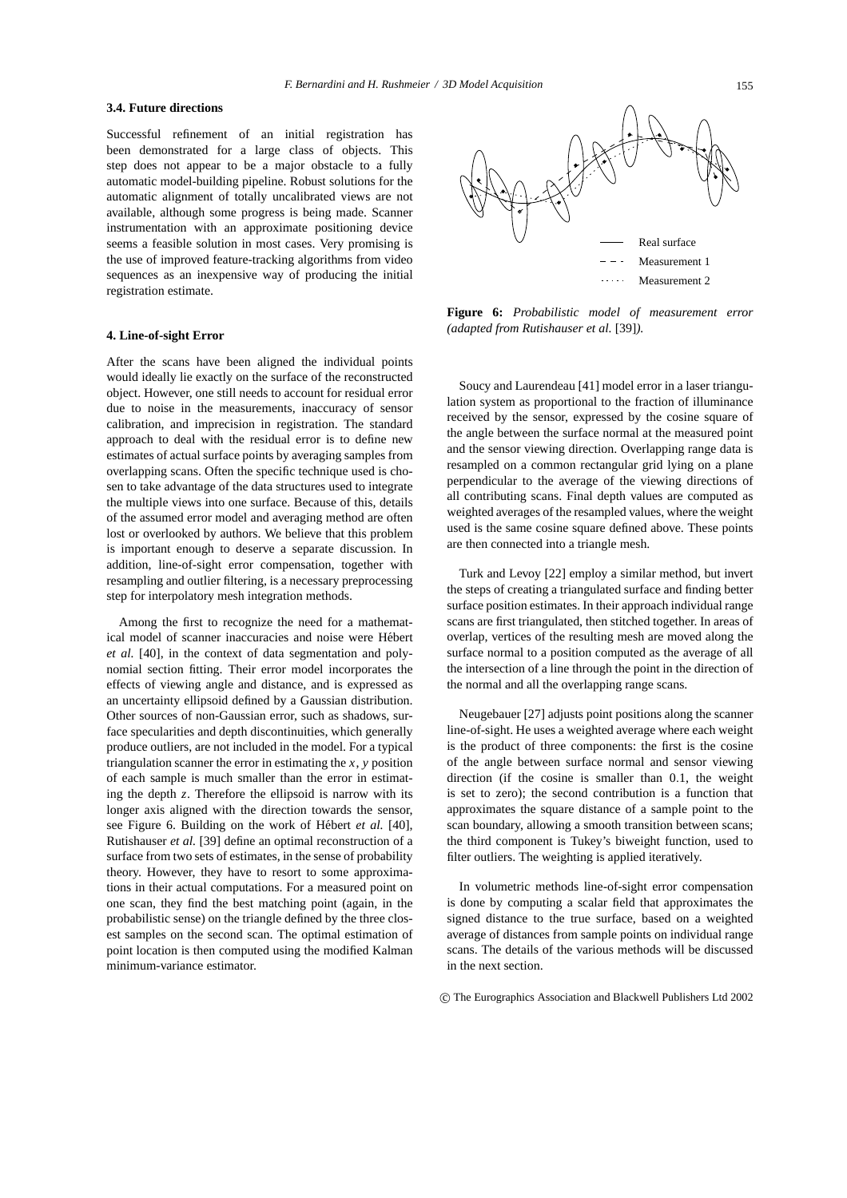### 3.4. Future directions

Successful refinement of an initial registration has been demonstrated for a large class of objects. This step does not appear to be a major obstacle to a fully automatic model-building pipeline. Robust solutions for the automatic alignment of totally uncalibrated views are not available, although some progress is being made. Scanner instrumentation with an approximate positioning device seems a feasible solution in most cases. Very promising is the use of improved feature-tracking algorithms from video sequences as an inexpensive way of producing the initial registration estimate.

## 4. Line-of-sight Error

After the scans have been aligned the individual points would ideally lie exactly on the surface of the reconstructed object. However, one still needs to account for residual error due to noise in the measurements, inaccuracy of sensor calibration, and imprecision in registration. The standard approach to deal with the residual error is to define new estimates of actual surface points by averaging samples from overlapping scans. Often the specific technique used is chosen to take advantage of the data structures used to integrate the multiple views into one surface. Because of this, details of the assumed error model and averaging method are often lost or overlooked by authors. We believe that this problem is important enough to deserve a separate discussion. In addition, line-of-sight error compensation, together with resampling and outlier filtering, is a necessary preprocessing step for interpolatory mesh integration methods.

Among the first to recognize the need for a mathematical model of scanner inaccuracies and noise were Hébert *et al.* [40], in the context of data segmentation and polynomial section fitting. Their error model incorporates the effects of viewing angle and distance, and is expressed as an uncertainty ellipsoid defined by a Gaussian distribution. Other sources of non-Gaussian error, such as shadows, surface specularities and depth discontinuities, which generally produce outliers, are not included in the model. For a typical triangulation scanner the error in estimating the $x$, $y$ position of each sample is much smaller than the error in estimating the depth $z$. Therefore the ellipsoid is narrow with its longer axis aligned with the direction towards the sensor, see Figure 6. Building on the work of Hébert *et al.* [40], Rutishauser *et al.* [39] define an optimal reconstruction of a surface from two sets of estimates, in the sense of probability theory. However, they have to resort to some approximations in their actual computations. For a measured point on one scan, they find the best matching point (again, in the probabilistic sense) on the triangle defined by the three closest samples on the second scan. The optimal estimation of point location is then computed using the modified Kalman minimum-variance estimator.

Real surface
Measurement 1
Measurement 2

**Figure 6:** *Probabilistic model of measurement error (adapted from Rutishauser et al.* [39]*).*

Soucy and Laurendeau [41] model error in a laser triangulation system as proportional to the fraction of illuminance received by the sensor, expressed by the cosine square of the angle between the surface normal at the measured point and the sensor viewing direction. Overlapping range data is resampled on a common rectangular grid lying on a plane perpendicular to the average of the viewing directions of all contributing scans. Final depth values are computed as weighted averages of the resampled values, where the weight used is the same cosine square defined above. These points are then connected into a triangle mesh.

Turk and Levoy [22] employ a similar method, but invert the steps of creating a triangulated surface and finding better surface position estimates. In their approach individual range scans are first triangulated, then stitched together. In areas of overlap, vertices of the resulting mesh are moved along the surface normal to a position computed as the average of all the intersection of a line through the point in the direction of the normal and all the overlapping range scans.

Neugebauer [27] adjusts point positions along the scanner line-of-sight. He uses a weighted average where each weight is the product of three components: the first is the cosine of the angle between surface normal and sensor viewing direction (if the cosine is smaller than 0.1, the weight is set to zero); the second contribution is a function that approximates the square distance of a sample point to the scan boundary, allowing a smooth transition between scans; the third component is Tukey's biweight function, used to filter outliers. The weighting is applied iteratively.

In volumetric methods line-of-sight error compensation is done by computing a scalar field that approximates the signed distance to the true surface, based on a weighted average of distances from sample points on individual range scans. The details of the various methods will be discussed in the next section.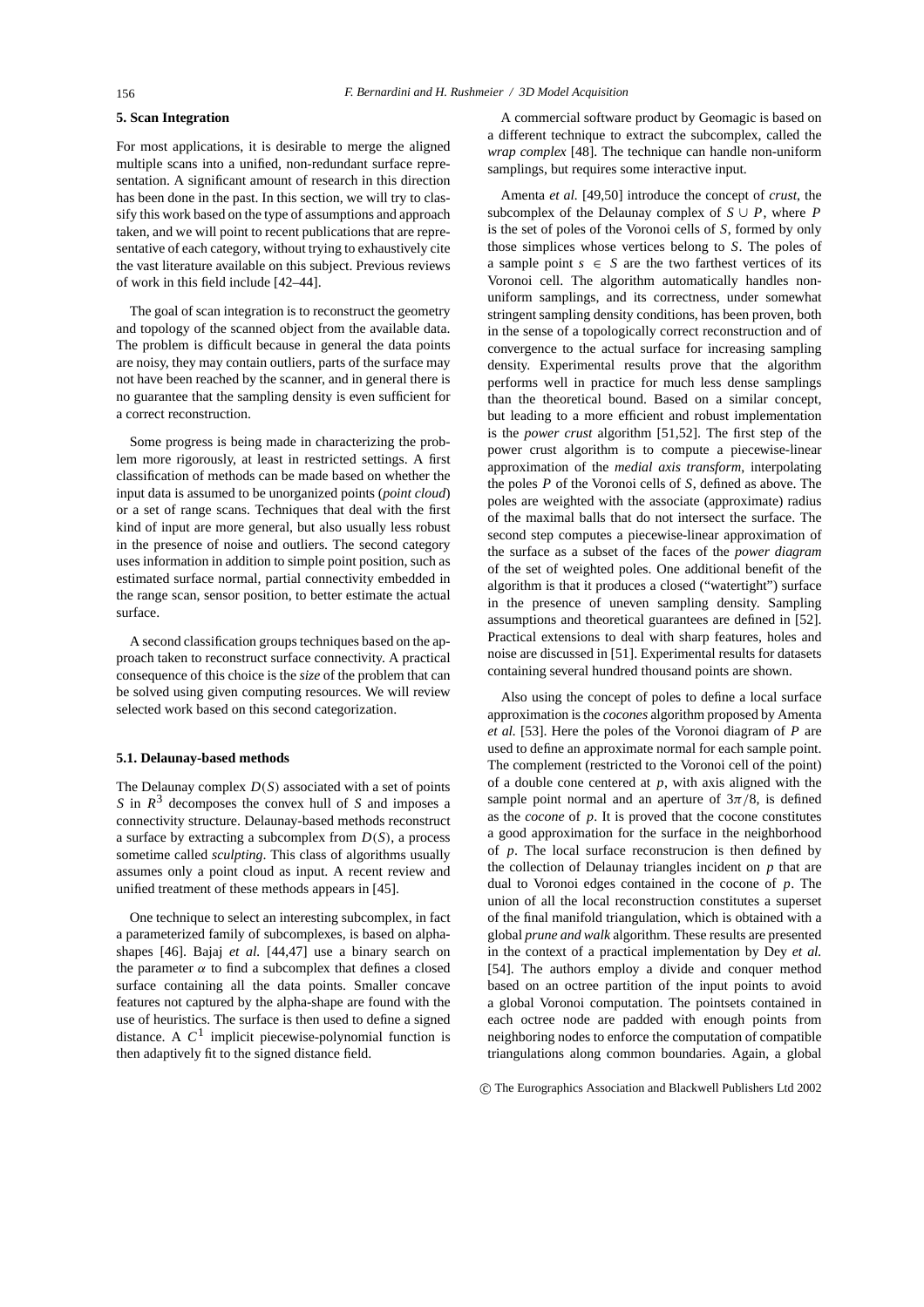## 5. Scan Integration

For most applications, it is desirable to merge the aligned multiple scans into a unified, non-redundant surface representation. A significant amount of research in this direction has been done in the past. In this section, we will try to classify this work based on the type of assumptions and approach taken, and we will point to recent publications that are representative of each category, without trying to exhaustively cite the vast literature available on this subject. Previous reviews of work in this field include [42–44].

The goal of scan integration is to reconstruct the geometry and topology of the scanned object from the available data. The problem is difficult because in general the data points are noisy, they may contain outliers, parts of the surface may not have been reached by the scanner, and in general there is no guarantee that the sampling density is even sufficient for a correct reconstruction.

Some progress is being made in characterizing the problem more rigorously, at least in restricted settings. A first classification of methods can be made based on whether the input data is assumed to be unorganized points (*point cloud*) or a set of range scans. Techniques that deal with the first kind of input are more general, but also usually less robust in the presence of noise and outliers. The second category uses information in addition to simple point position, such as estimated surface normal, partial connectivity embedded in the range scan, sensor position, to better estimate the actual surface.

A second classification groups techniques based on the approach taken to reconstruct surface connectivity. A practical consequence of this choice is the *size* of the problem that can be solved using given computing resources. We will review selected work based on this second categorization.

### 5.1. Delaunay-based methods

The Delaunay complex $D(S)$ associated with a set of points $S$ in $R^3$ decomposes the convex hull of $S$ and imposes a connectivity structure. Delaunay-based methods reconstruct a surface by extracting a subcomplex from $D(S)$, a process sometime called *sculpting*. This class of algorithms usually assumes only a point cloud as input. A recent review and unified treatment of these methods appears in [45].

One technique to select an interesting subcomplex, in fact a parameterized family of subcomplexes, is based on alpha-shapes [46]. Bajaj *et al.* [44,47] use a binary search on the parameter $\alpha$ to find a subcomplex that defines a closed surface containing all the data points. Smaller concave features not captured by the alpha-shape are found with the use of heuristics. The surface is then used to define a signed distance. A $C^1$ implicit piecewise-polynomial function is then adaptively fit to the signed distance field.

A commercial software product by Geomagic is based on a different technique to extract the subcomplex, called the *wrap complex* [48]. The technique can handle non-uniform samplings, but requires some interactive input.

Amenta *et al.* [49,50] introduce the concept of *crust*, the subcomplex of the Delaunay complex of $S \cup P$, where $P$ is the set of poles of the Voronoi cells of $S$, formed by only those simplices whose vertices belong to $S$. The poles of a sample point $s \in S$ are the two farthest vertices of its Voronoi cell. The algorithm automatically handles non-uniform samplings, and its correctness, under somewhat stringent sampling density conditions, has been proven, both in the sense of a topologically correct reconstruction and of convergence to the actual surface for increasing sampling density. Experimental results prove that the algorithm performs well in practice for much less dense samplings than the theoretical bound. Based on a similar concept, but leading to a more efficient and robust implementation is the *power crust* algorithm [51,52]. The first step of the power crust algorithm is to compute a piecewise-linear approximation of the *medial axis transform*, interpolating the poles $P$ of the Voronoi cells of $S$, defined as above. The poles are weighted with the associate (approximate) radius of the maximal balls that do not intersect the surface. The second step computes a piecewise-linear approximation of the surface as a subset of the faces of the *power diagram* of the set of weighted poles. One additional benefit of the algorithm is that it produces a closed ("watertight") surface in the presence of uneven sampling density. Sampling assumptions and theoretical guarantees are defined in [52]. Practical extensions to deal with sharp features, holes and noise are discussed in [51]. Experimental results for datasets containing several hundred thousand points are shown.

Also using the concept of poles to define a local surface approximation is the *cocones* algorithm proposed by Amenta *et al.* [53]. Here the poles of the Voronoi diagram of $P$ are used to define an approximate normal for each sample point. The complement (restricted to the Voronoi cell of the point) of a double cone centered at $p$, with axis aligned with the sample point normal and an aperture of $3\pi/8$, is defined as the *cocone* of $p$. It is proved that the cocone constitutes a good approximation for the surface in the neighborhood of $p$. The local surface reconstrucion is then defined by the collection of Delaunay triangles incident on $p$ that are dual to Voronoi edges contained in the cocone of $p$. The union of all the local reconstruction constitutes a superset of the final manifold triangulation, which is obtained with a global *prune and walk* algorithm. These results are presented in the context of a practical implementation by Dey *et al.* [54]. The authors employ a divide and conquer method based on an octree partition of the input points to avoid a global Voronoi computation. The pointsets contained in each octree node are padded with enough points from neighboring nodes to enforce the computation of compatible triangulations along common boundaries. Again, a global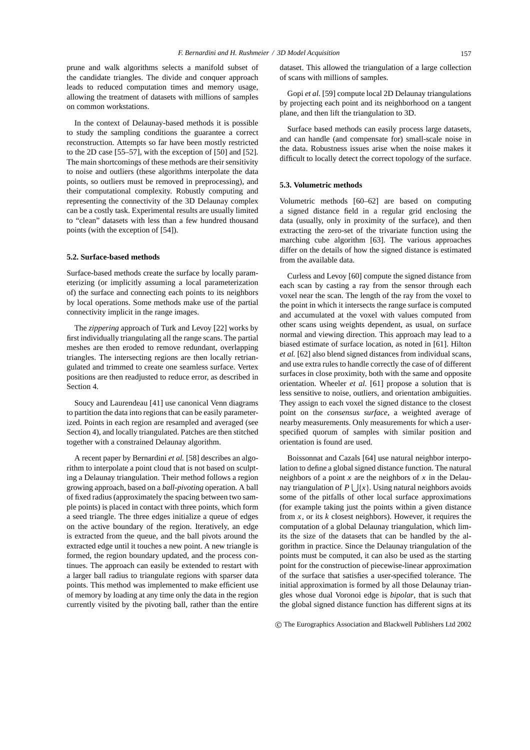prune and walk algorithms selects a manifold subset of the candidate triangles. The divide and conquer approach leads to reduced computation times and memory usage, allowing the treatment of datasets with millions of samples on common workstations.

In the context of Delaunay-based methods it is possible to study the sampling conditions the guarantee a correct reconstruction. Attempts so far have been mostly restricted to the 2D case [55–57], with the exception of [50] and [52]. The main shortcomings of these methods are their sensitivity to noise and outliers (these algorithms interpolate the data points, so outliers must be removed in preprocessing), and their computational complexity. Robustly computing and representing the connectivity of the 3D Delaunay complex can be a costly task. Experimental results are usually limited to "clean" datasets with less than a few hundred thousand points (with the exception of [54]).

### 5.2. Surface-based methods

Surface-based methods create the surface by locally parameterizing (or implicitly assuming a local parameterization of) the surface and connecting each points to its neighbors by local operations. Some methods make use of the partial connectivity implicit in the range images.

The *zippering* approach of Turk and Levoy [22] works by first individually triangulating all the range scans. The partial meshes are then eroded to remove redundant, overlapping triangles. The intersecting regions are then locally retriangulated and trimmed to create one seamless surface. Vertex positions are then readjusted to reduce error, as described in Section 4.

Soucy and Laurendeau [41] use canonical Venn diagrams to partition the data into regions that can be easily parameterized. Points in each region are resampled and averaged (see Section 4), and locally triangulated. Patches are then stitched together with a constrained Delaunay algorithm.

A recent paper by Bernardini *et al.* [58] describes an algorithm to interpolate a point cloud that is not based on sculpting a Delaunay triangulation. Their method follows a region growing approach, based on a *ball-pivoting* operation. A ball of fixed radius (approximately the spacing between two sample points) is placed in contact with three points, which form a seed triangle. The three edges initialize a queue of edges on the active boundary of the region. Iteratively, an edge is extracted from the queue, and the ball pivots around the extracted edge until it touches a new point. A new triangle is formed, the region boundary updated, and the process continues. The approach can easily be extended to restart with a larger ball radius to triangulate regions with sparser data points. This method was implemented to make efficient use of memory by loading at any time only the data in the region currently visited by the pivoting ball, rather than the entire dataset. This allowed the triangulation of a large collection of scans with millions of samples.

Gopi *et al.* [59] compute local 2D Delaunay triangulations by projecting each point and its neighborhood on a tangent plane, and then lift the triangulation to 3D.

Surface based methods can easily process large datasets, and can handle (and compensate for) small-scale noise in the data. Robustness issues arise when the noise makes it difficult to locally detect the correct topology of the surface.

### 5.3. Volumetric methods

Volumetric methods [60–62] are based on computing a signed distance field in a regular grid enclosing the data (usually, only in proximity of the surface), and then extracting the zero-set of the trivariate function using the marching cube algorithm [63]. The various approaches differ on the details of how the signed distance is estimated from the available data.

Curless and Levoy [60] compute the signed distance from each scan by casting a ray from the sensor through each voxel near the scan. The length of the ray from the voxel to the point in which it intersects the range surface is computed and accumulated at the voxel with values computed from other scans using weights dependent, as usual, on surface normal and viewing direction. This approach may lead to a biased estimate of surface location, as noted in [61]. Hilton *et al.* [62] also blend signed distances from individual scans, and use extra rules to handle correctly the case of of different surfaces in close proximity, both with the same and opposite orientation. Wheeler *et al.* [61] propose a solution that is less sensitive to noise, outliers, and orientation ambiguities. They assign to each voxel the signed distance to the closest point on the *consensus surface*, a weighted average of nearby measurements. Only measurements for which a user-specified quorum of samples with similar position and orientation is found are used.

Boissonnat and Cazals [64] use natural neighbor interpolation to define a global signed distance function. The natural neighbors of a point $x$ are the neighbors of $x$ in the Delaunay triangulation of $P \bigcup \{x\}$. Using natural neighbors avoids some of the pitfalls of other local surface approximations (for example taking just the points within a given distance from $x$, or its $k$ closest neighbors). However, it requires the computation of a global Delaunay triangulation, which limits the size of the datasets that can be handled by the algorithm in practice. Since the Delaunay triangulation of the points must be computed, it can also be used as the starting point for the construction of piecewise-linear approximation of the surface that satisfies a user-specified tolerance. The initial approximation is formed by all those Delaunay triangles whose dual Voronoi edge is *bipolar*, that is such that the global signed distance function has different signs at its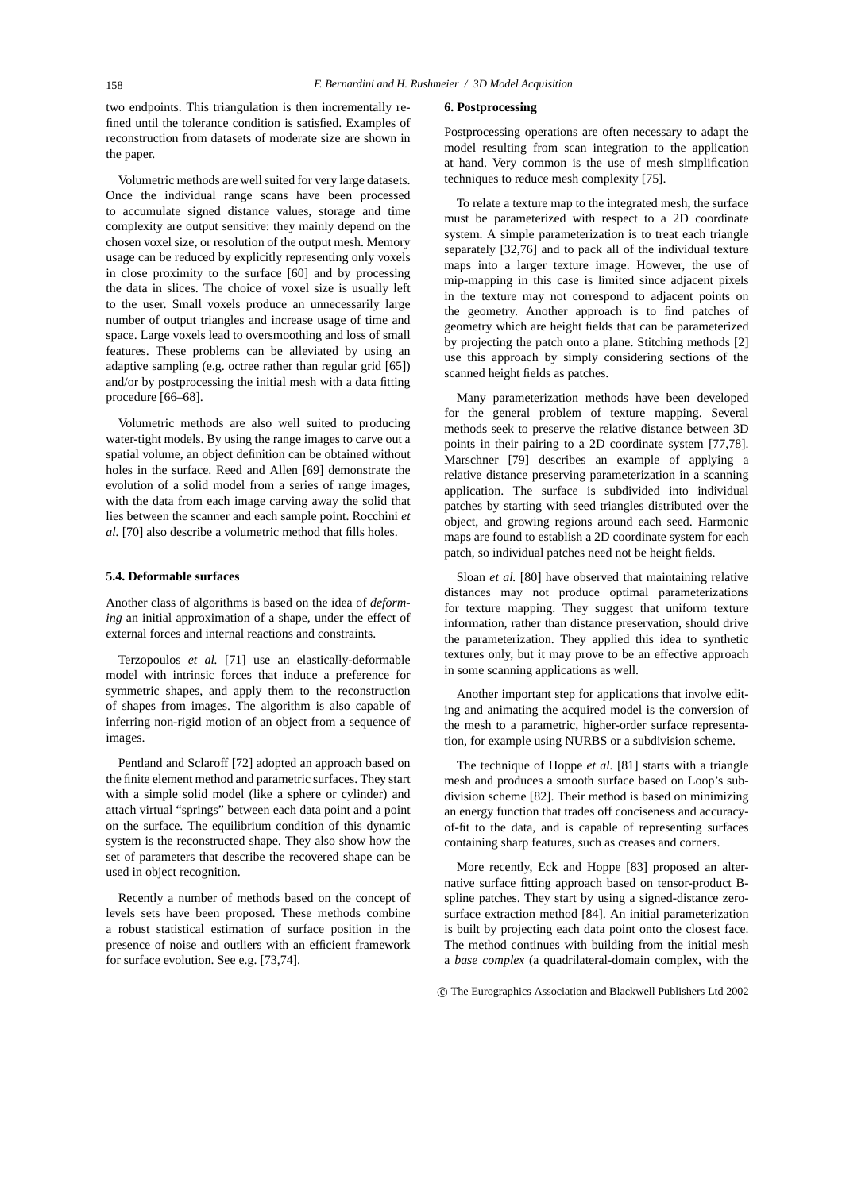two endpoints. This triangulation is then incrementally refined until the tolerance condition is satisfied. Examples of reconstruction from datasets of moderate size are shown in the paper.

Volumetric methods are well suited for very large datasets. Once the individual range scans have been processed to accumulate signed distance values, storage and time complexity are output sensitive: they mainly depend on the chosen voxel size, or resolution of the output mesh. Memory usage can be reduced by explicitly representing only voxels in close proximity to the surface [60] and by processing the data in slices. The choice of voxel size is usually left to the user. Small voxels produce an unnecessarily large number of output triangles and increase usage of time and space. Large voxels lead to oversmoothing and loss of small features. These problems can be alleviated by using an adaptive sampling (e.g. octree rather than regular grid [65]) and/or by postprocessing the initial mesh with a data fitting procedure [66–68].

Volumetric methods are also well suited to producing water-tight models. By using the range images to carve out a spatial volume, an object definition can be obtained without holes in the surface. Reed and Allen [69] demonstrate the evolution of a solid model from a series of range images, with the data from each image carving away the solid that lies between the scanner and each sample point. Rocchini *et al.* [70] also describe a volumetric method that fills holes.

### 5.4. Deformable surfaces

Another class of algorithms is based on the idea of *deforming* an initial approximation of a shape, under the effect of external forces and internal reactions and constraints.

Terzopoulos *et al.* [71] use an elastically-deformable model with intrinsic forces that induce a preference for symmetric shapes, and apply them to the reconstruction of shapes from images. The algorithm is also capable of inferring non-rigid motion of an object from a sequence of images.

Pentland and Sclaroff [72] adopted an approach based on the finite element method and parametric surfaces. They start with a simple solid model (like a sphere or cylinder) and attach virtual "springs" between each data point and a point on the surface. The equilibrium condition of this dynamic system is the reconstructed shape. They also show how the set of parameters that describe the recovered shape can be used in object recognition.

Recently a number of methods based on the concept of levels sets have been proposed. These methods combine a robust statistical estimation of surface position in the presence of noise and outliers with an efficient framework for surface evolution. See e.g. [73,74].

## 6. Postprocessing

Postprocessing operations are often necessary to adapt the model resulting from scan integration to the application at hand. Very common is the use of mesh simplification techniques to reduce mesh complexity [75].

To relate a texture map to the integrated mesh, the surface must be parameterized with respect to a 2D coordinate system. A simple parameterization is to treat each triangle separately [32,76] and to pack all of the individual texture maps into a larger texture image. However, the use of mip-mapping in this case is limited since adjacent pixels in the texture may not correspond to adjacent points on the geometry. Another approach is to find patches of geometry which are height fields that can be parameterized by projecting the patch onto a plane. Stitching methods [2] use this approach by simply considering sections of the scanned height fields as patches.

Many parameterization methods have been developed for the general problem of texture mapping. Several methods seek to preserve the relative distance between 3D points in their pairing to a 2D coordinate system [77,78]. Marschner [79] describes an example of applying a relative distance preserving parameterization in a scanning application. The surface is subdivided into individual patches by starting with seed triangles distributed over the object, and growing regions around each seed. Harmonic maps are found to establish a 2D coordinate system for each patch, so individual patches need not be height fields.

Sloan *et al.* [80] have observed that maintaining relative distances may not produce optimal parameterizations for texture mapping. They suggest that uniform texture information, rather than distance preservation, should drive the parameterization. They applied this idea to synthetic textures only, but it may prove to be an effective approach in some scanning applications as well.

Another important step for applications that involve editing and animating the acquired model is the conversion of the mesh to a parametric, higher-order surface representation, for example using NURBS or a subdivision scheme.

The technique of Hoppe *et al.* [81] starts with a triangle mesh and produces a smooth surface based on Loop's subdivision scheme [82]. Their method is based on minimizing an energy function that trades off conciseness and accuracy-of-fit to the data, and is capable of representing surfaces containing sharp features, such as creases and corners.

More recently, Eck and Hoppe [83] proposed an alternative surface fitting approach based on tensor-product B-spline patches. They start by using a signed-distance zero-surface extraction method [84]. An initial parameterization is built by projecting each data point onto the closest face. The method continues with building from the initial mesh a *base complex* (a quadrilateral-domain complex, with the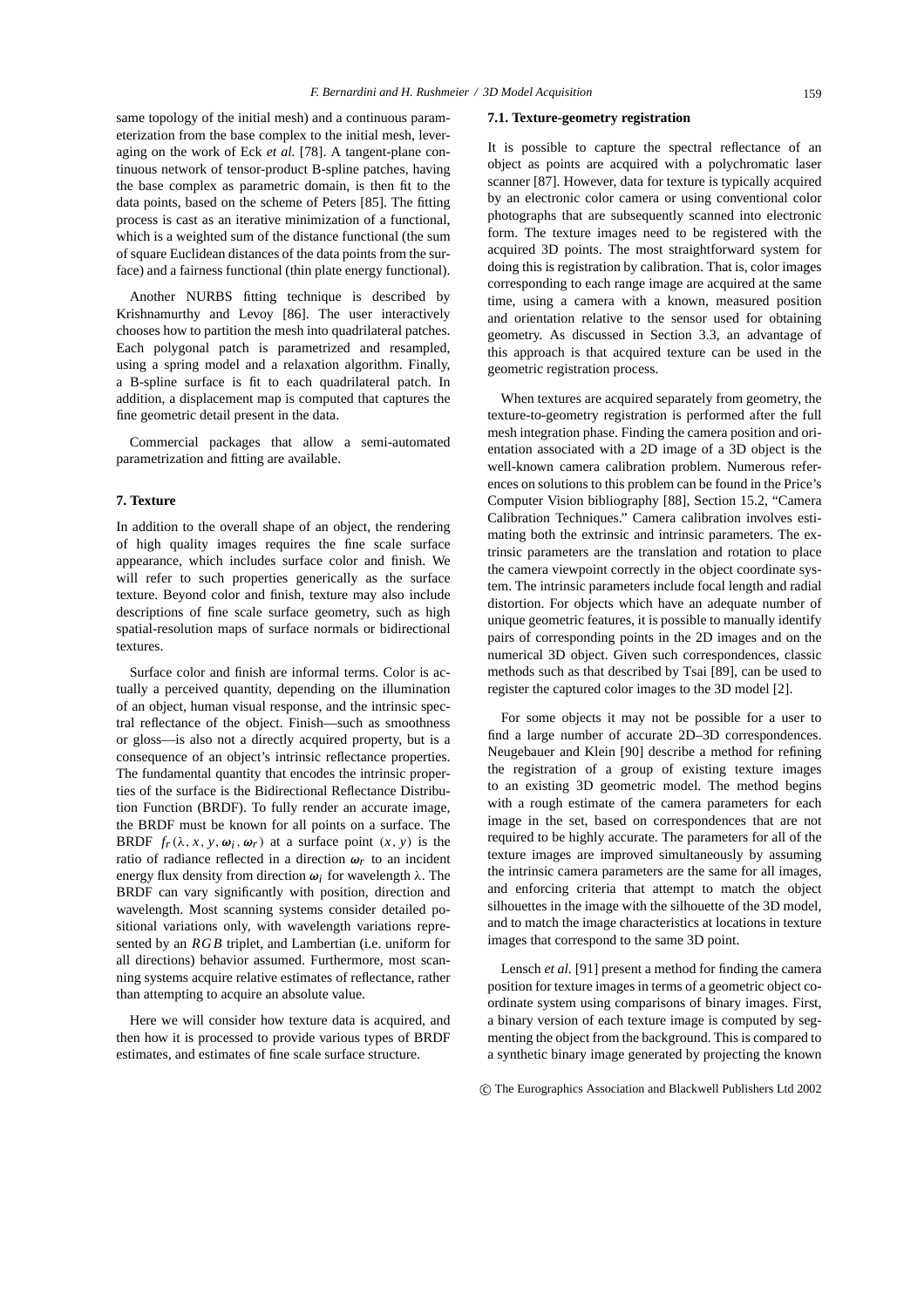same topology of the initial mesh) and a continuous parameterization from the base complex to the initial mesh, leveraging on the work of Eck *et al.* [78]. A tangent-plane continuous network of tensor-product B-spline patches, having the base complex as parametric domain, is then fit to the data points, based on the scheme of Peters [85]. The fitting process is cast as an iterative minimization of a functional, which is a weighted sum of the distance functional (the sum of square Euclidean distances of the data points from the surface) and a fairness functional (thin plate energy functional).

Another NURBS fitting technique is described by Krishnamurthy and Levoy [86]. The user interactively chooses how to partition the mesh into quadrilateral patches. Each polygonal patch is parametrized and resampled, using a spring model and a relaxation algorithm. Finally, a B-spline surface is fit to each quadrilateral patch. In addition, a displacement map is computed that captures the fine geometric detail present in the data.

Commercial packages that allow a semi-automated parametrization and fitting are available.

## 7. Texture

In addition to the overall shape of an object, the rendering of high quality images requires the fine scale surface appearance, which includes surface color and finish. We will refer to such properties generically as the surface texture. Beyond color and finish, texture may also include descriptions of fine scale surface geometry, such as high spatial-resolution maps of surface normals or bidirectional textures.

Surface color and finish are informal terms. Color is actually a perceived quantity, depending on the illumination of an object, human visual response, and the intrinsic spectral reflectance of the object. Finish—such as smoothness or gloss—is also not a directly acquired property, but is a consequence of an object's intrinsic reflectance properties. The fundamental quantity that encodes the intrinsic properties of the surface is the Bidirectional Reflectance Distribution Function (BRDF). To fully render an accurate image, the BRDF must be known for all points on a surface. The BRDF $f_r(\lambda, x, y, \boldsymbol{\omega}_i, \boldsymbol{\omega}_r)$ at a surface point $(x, y)$ is the ratio of radiance reflected in a direction $\boldsymbol{\omega}_r$ to an incident energy flux density from direction $\boldsymbol{\omega}_i$ for wavelength $\lambda$. The BRDF can vary significantly with position, direction and wavelength. Most scanning systems consider detailed positional variations only, with wavelength variations represented by an $RGB$ triplet, and Lambertian (i.e. uniform for all directions) behavior assumed. Furthermore, most scanning systems acquire relative estimates of reflectance, rather than attempting to acquire an absolute value.

Here we will consider how texture data is acquired, and then how it is processed to provide various types of BRDF estimates, and estimates of fine scale surface structure.

### 7.1. Texture-geometry registration

It is possible to capture the spectral reflectance of an object as points are acquired with a polychromatic laser scanner [87]. However, data for texture is typically acquired by an electronic color camera or using conventional color photographs that are subsequently scanned into electronic form. The texture images need to be registered with the acquired 3D points. The most straightforward system for doing this is registration by calibration. That is, color images corresponding to each range image are acquired at the same time, using a camera with a known, measured position and orientation relative to the sensor used for obtaining geometry. As discussed in Section 3.3, an advantage of this approach is that acquired texture can be used in the geometric registration process.

When textures are acquired separately from geometry, the texture-to-geometry registration is performed after the full mesh integration phase. Finding the camera position and orientation associated with a 2D image of a 3D object is the well-known camera calibration problem. Numerous references on solutions to this problem can be found in the Price's Computer Vision bibliography [88], Section 15.2, "Camera Calibration Techniques." Camera calibration involves estimating both the extrinsic and intrinsic parameters. The extrinsic parameters are the translation and rotation to place the camera viewpoint correctly in the object coordinate system. The intrinsic parameters include focal length and radial distortion. For objects which have an adequate number of unique geometric features, it is possible to manually identify pairs of corresponding points in the 2D images and on the numerical 3D object. Given such correspondences, classic methods such as that described by Tsai [89], can be used to register the captured color images to the 3D model [2].

For some objects it may not be possible for a user to find a large number of accurate 2D–3D correspondences. Neugebauer and Klein [90] describe a method for refining the registration of a group of existing texture images to an existing 3D geometric model. The method begins with a rough estimate of the camera parameters for each image in the set, based on correspondences that are not required to be highly accurate. The parameters for all of the texture images are improved simultaneously by assuming the intrinsic camera parameters are the same for all images, and enforcing criteria that attempt to match the object silhouettes in the image with the silhouette of the 3D model, and to match the image characteristics at locations in texture images that correspond to the same 3D point.

Lensch *et al.* [91] present a method for finding the camera position for texture images in terms of a geometric object coordinate system using comparisons of binary images. First, a binary version of each texture image is computed by segmenting the object from the background. This is compared to a synthetic binary image generated by projecting the known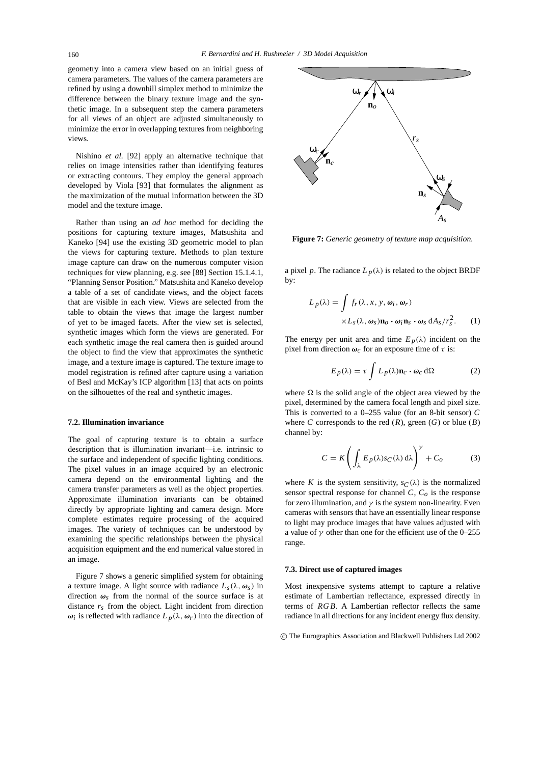geometry into a camera view based on an initial guess of camera parameters. The values of the camera parameters are refined by using a downhill simplex method to minimize the difference between the binary texture image and the synthetic image. In a subsequent step the camera parameters for all views of an object are adjusted simultaneously to minimize the error in overlapping textures from neighboring views.

Nishino *et al.* [92] apply an alternative technique that relies on image intensities rather than identifying features or extracting contours. They employ the general approach developed by Viola [93] that formulates the alignment as the maximization of the mutual information between the 3D model and the texture image.

Rather than using an *ad hoc* method for deciding the positions for capturing texture images, Matsushita and Kaneko [94] use the existing 3D geometric model to plan the views for capturing texture. Methods to plan texture image capture can draw on the numerous computer vision techniques for view planning, e.g. see [88] Section 15.1.4.1, "Planning Sensor Position." Matsushita and Kaneko develop a table of a set of candidate views, and the object facets that are visible in each view. Views are selected from the table to obtain the views that image the largest number of yet to be imaged facets. After the view set is selected, synthetic images which form the views are generated. For each synthetic image the real camera then is guided around the object to find the view that approximates the synthetic image, and a texture image is captured. The texture image to model registration is refined after capture using a variation of Besl and McKay's ICP algorithm [13] that acts on points on the silhouettes of the real and synthetic images.

### 7.2. Illumination invariance

The goal of capturing texture is to obtain a surface description that is illumination invariant—i.e. intrinsic to the surface and independent of specific lighting conditions. The pixel values in an image acquired by an electronic camera depend on the environmental lighting and the camera transfer parameters as well as the object properties. Approximate illumination invariants can be obtained directly by appropriate lighting and camera design. More complete estimates require processing of the acquired images. The variety of techniques can be understood by examining the specific relationships between the physical acquisition equipment and the end numerical value stored in an image.

Figure 7 shows a generic simplified system for obtaining a texture image. A light source with radiance $L_s(\lambda, \boldsymbol{\omega}_s)$ in direction $\boldsymbol{\omega}_s$ from the normal of the source surface is at distance $r_s$ from the object. Light incident from direction $\boldsymbol{\omega}_i$ is reflected with radiance $L_p(\lambda, \boldsymbol{\omega}_r)$ into the direction of a pixel $p$. The radiance $L_p(\lambda)$ is related to the object BRDF by:

**Figure 7:** *Generic geometry of texture map acquisition.*

$$L_p(\lambda) = \int f_r(\lambda, x, y, \boldsymbol{\omega}_i, \boldsymbol{\omega}_r) \times L_s(\lambda, \boldsymbol{\omega}_s)\mathbf{n}_o \cdot \boldsymbol{\omega}_i \mathbf{n}_s \cdot \boldsymbol{\omega}_s \, \mathrm{d}A_s / r_s^2. \qquad (1)$$

The energy per unit area and time $E_p(\lambda)$ incident on the pixel from direction $\boldsymbol{\omega}_c$ for an exposure time of $\tau$ is:

$$E_p(\lambda) = \tau \int L_p(\lambda)\mathbf{n}_c \cdot \boldsymbol{\omega}_c \, \mathrm{d}\Omega \qquad (2)$$

where $\Omega$ is the solid angle of the object area viewed by the pixel, determined by the camera focal length and pixel size. This is converted to a 0–255 value (for an 8-bit sensor) $C$ where $C$ corresponds to the red ($R$), green ($G$) or blue ($B$) channel by:

$$C = K\left(\int_\lambda E_p(\lambda) s_C(\lambda) \, \mathrm{d}\lambda\right)^\gamma + C_o \qquad (3)$$

where $K$ is the system sensitivity, $s_C(\lambda)$ is the normalized sensor spectral response for channel $C$, $C_o$ is the response for zero illumination, and $\gamma$ is the system non-linearity. Even cameras with sensors that have an essentially linear response to light may produce images that have values adjusted with a value of $\gamma$ other than one for the efficient use of the 0–255 range.

### 7.3. Direct use of captured images

Most inexpensive systems attempt to capture a relative estimate of Lambertian reflectance, expressed directly in terms of $RGB$. A Lambertian reflector reflects the same radiance in all directions for any incident energy flux density.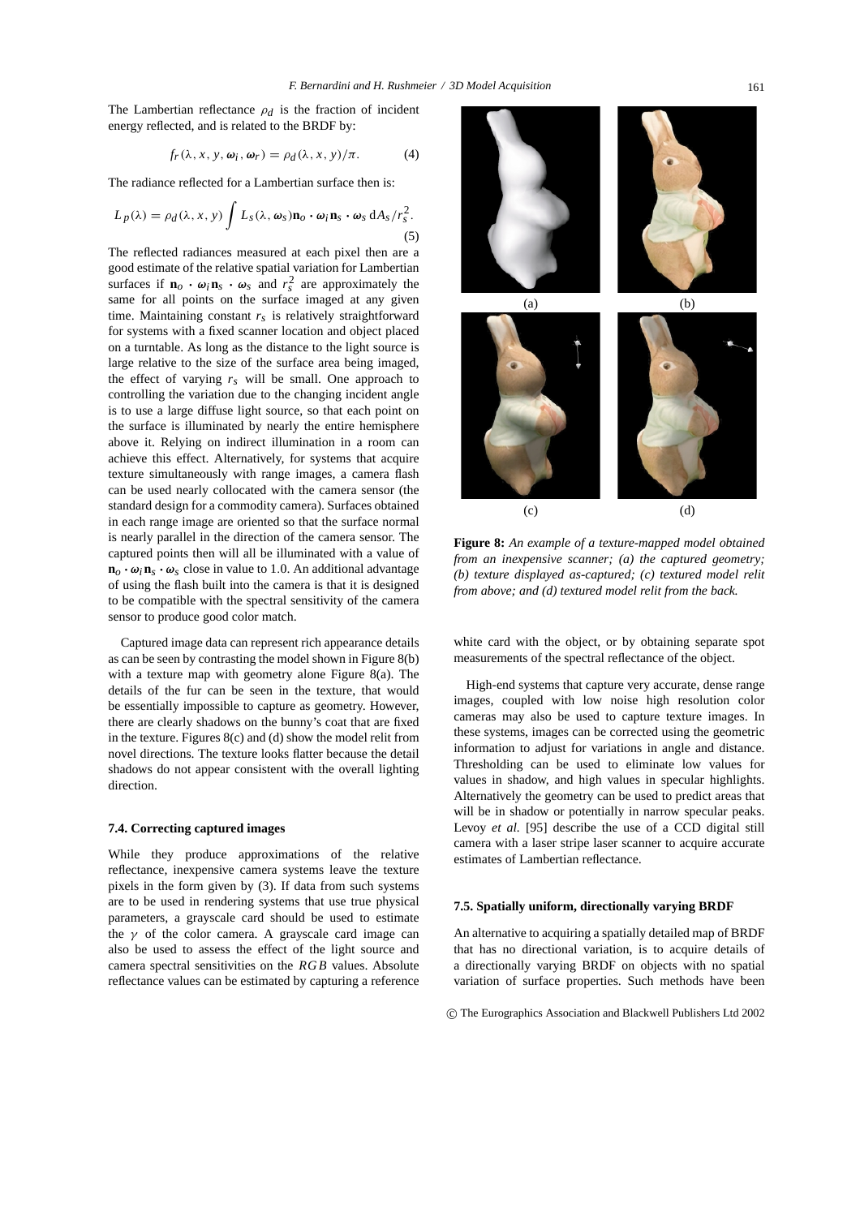The Lambertian reflectance $\rho_d$ is the fraction of incident energy reflected, and is related to the BRDF by:

$$f_r(\lambda, x, y, \boldsymbol{\omega}_i, \boldsymbol{\omega}_r) = \rho_d(\lambda, x, y)/\pi. \tag{4}$$

The radiance reflected for a Lambertian surface then is:

$$L_p(\lambda) = \rho_d(\lambda, x, y) \int L_s(\lambda, \boldsymbol{\omega}_s)\mathbf{n}_o \cdot \boldsymbol{\omega}_i \mathbf{n}_s \cdot \boldsymbol{\omega}_s \, \mathrm{d}A_s / r_s^2. \tag{5}$$

The reflected radiances measured at each pixel then are a good estimate of the relative spatial variation for Lambertian surfaces if $\mathbf{n}_o \cdot \boldsymbol{\omega}_i \mathbf{n}_s \cdot \boldsymbol{\omega}_s$ and $r_s^2$ are approximately the same for all points on the surface imaged at any given time. Maintaining constant $r_s$ is relatively straightforward for systems with a fixed scanner location and object placed on a turntable. As long as the distance to the light source is large relative to the size of the surface area being imaged, the effect of varying $r_s$ will be small. One approach to controlling the variation due to the changing incident angle is to use a large diffuse light source, so that each point on the surface is illuminated by nearly the entire hemisphere above it. Relying on indirect illumination in a room can achieve this effect. Alternatively, for systems that acquire texture simultaneously with range images, a camera flash can be used nearly collocated with the camera sensor (the standard design for a commodity camera). Surfaces obtained in each range image are oriented so that the surface normal is nearly parallel in the direction of the camera sensor. The captured points then will all be illuminated with a value of $\mathbf{n}_o \cdot \boldsymbol{\omega}_i \mathbf{n}_s \cdot \boldsymbol{\omega}_s$ close in value to 1.0. An additional advantage of using the flash built into the camera is that it is designed to be compatible with the spectral sensitivity of the camera sensor to produce good color match.

Captured image data can represent rich appearance details as can be seen by contrasting the model shown in Figure 8(b) with a texture map with geometry alone Figure 8(a). The details of the fur can be seen in the texture, that would be essentially impossible to capture as geometry. However, there are clearly shadows on the bunny's coat that are fixed in the texture. Figures 8(c) and (d) show the model relit from novel directions. The texture looks flatter because the detail shadows do not appear consistent with the overall lighting direction.

**Figure 8:** *An example of a texture-mapped model obtained from an inexpensive scanner; (a) the captured geometry; (b) texture displayed as-captured; (c) textured model relit from above; and (d) textured model relit from the back.*

### 7.4. Correcting captured images

While they produce approximations of the relative reflectance, inexpensive camera systems leave the texture pixels in the form given by (3). If data from such systems are to be used in rendering systems that use true physical parameters, a grayscale card should be used to estimate the $\gamma$ of the color camera. A grayscale card image can also be used to assess the effect of the light source and camera spectral sensitivities on the $RGB$ values. Absolute reflectance values can be estimated by capturing a reference white card with the object, or by obtaining separate spot measurements of the spectral reflectance of the object.

High-end systems that capture very accurate, dense range images, coupled with low noise high resolution color cameras may also be used to capture texture images. In these systems, images can be corrected using the geometric information to adjust for variations in angle and distance. Thresholding can be used to eliminate low values for values in shadow, and high values in specular highlights. Alternatively the geometry can be used to predict areas that will be in shadow or potentially in narrow specular peaks. Levoy *et al.* [95] describe the use of a CCD digital still camera with a laser stripe laser scanner to acquire accurate estimates of Lambertian reflectance.

### 7.5. Spatially uniform, directionally varying BRDF

An alternative to acquiring a spatially detailed map of BRDF that has no directional variation, is to acquire details of a directionally varying BRDF on objects with no spatial variation of surface properties. Such methods have been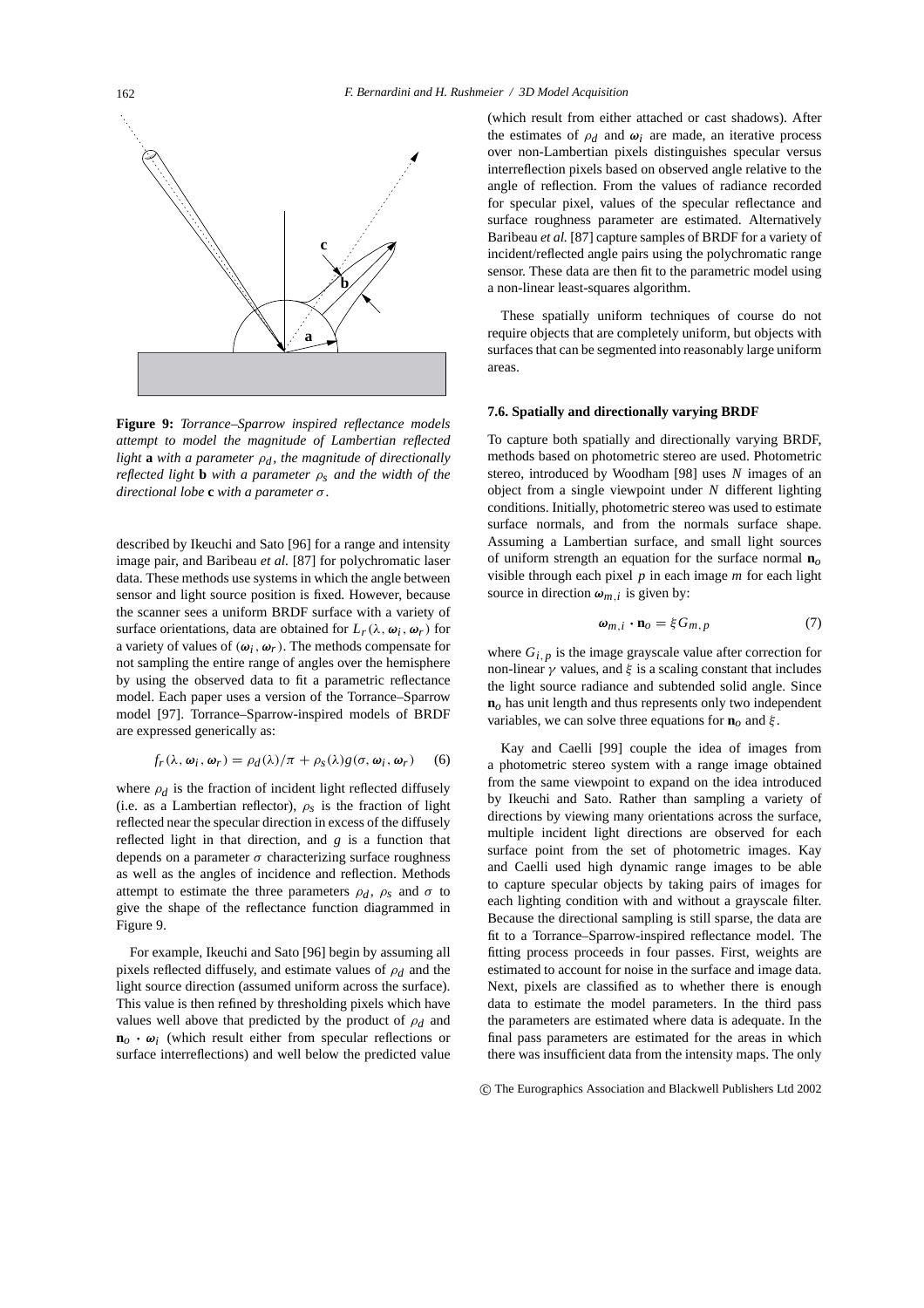**Figure 9:** *Torrance–Sparrow inspired reflectance models attempt to model the magnitude of Lambertian reflected light* **a** *with a parameter* $\rho_d$*, the magnitude of directionally reflected light* **b** *with a parameter* $\rho_s$ *and the width of the directional lobe* **c** *with a parameter* $\sigma$*.*

described by Ikeuchi and Sato [96] for a range and intensity image pair, and Baribeau *et al.* [87] for polychromatic laser data. These methods use systems in which the angle between sensor and light source position is fixed. However, because the scanner sees a uniform BRDF surface with a variety of surface orientations, data are obtained for $L_r(\lambda, \boldsymbol{\omega}_i, \boldsymbol{\omega}_r)$ for a variety of values of $(\boldsymbol{\omega}_i, \boldsymbol{\omega}_r)$. The methods compensate for not sampling the entire range of angles over the hemisphere by using the observed data to fit a parametric reflectance model. Each paper uses a version of the Torrance–Sparrow model [97]. Torrance–Sparrow-inspired models of BRDF are expressed generically as:

$$f_r(\lambda, \boldsymbol{\omega}_i, \boldsymbol{\omega}_r) = \rho_d(\lambda)/\pi + \rho_s(\lambda) g(\sigma, \boldsymbol{\omega}_i, \boldsymbol{\omega}_r) \quad (6)$$

where $\rho_d$ is the fraction of incident light reflected diffusely (i.e. as a Lambertian reflector), $\rho_s$ is the fraction of light reflected near the specular direction in excess of the diffusely reflected light in that direction, and $g$ is a function that depends on a parameter $\sigma$ characterizing surface roughness as well as the angles of incidence and reflection. Methods attempt to estimate the three parameters $\rho_d$, $\rho_s$ and $\sigma$ to give the shape of the reflectance function diagrammed in Figure 9.

For example, Ikeuchi and Sato [96] begin by assuming all pixels reflected diffusely, and estimate values of $\rho_d$ and the light source direction (assumed uniform across the surface). This value is then refined by thresholding pixels which have values well above that predicted by the product of $\rho_d$ and $\mathbf{n}_o \cdot \boldsymbol{\omega}_i$ (which result either from specular reflections or surface interreflections) and well below the predicted value (which result from either attached or cast shadows). After the estimates of $\rho_d$ and $\boldsymbol{\omega}_i$ are made, an iterative process over non-Lambertian pixels distinguishes specular versus interreflection pixels based on observed angle relative to the angle of reflection. From the values of radiance recorded for specular pixel, values of the specular reflectance and surface roughness parameter are estimated. Alternatively Baribeau *et al.* [87] capture samples of BRDF for a variety of incident/reflected angle pairs using the polychromatic range sensor. These data are then fit to the parametric model using a non-linear least-squares algorithm.

These spatially uniform techniques of course do not require objects that are completely uniform, but objects with surfaces that can be segmented into reasonably large uniform areas.

### 7.6. Spatially and directionally varying BRDF

To capture both spatially and directionally varying BRDF, methods based on photometric stereo are used. Photometric stereo, introduced by Woodham [98] uses $N$ images of an object from a single viewpoint under $N$ different lighting conditions. Initially, photometric stereo was used to estimate surface normals, and from the normals surface shape. Assuming a Lambertian surface, and small light sources of uniform strength an equation for the surface normal $\mathbf{n}_o$ visible through each pixel $p$ in each image $m$ for each light source in direction $\boldsymbol{\omega}_{m,i}$ is given by:

$$\boldsymbol{\omega}_{m,i} \cdot \mathbf{n}_o = \xi G_{m,p} \quad (7)$$

where $G_{i,p}$ is the image grayscale value after correction for non-linear $\gamma$ values, and $\xi$ is a scaling constant that includes the light source radiance and subtended solid angle. Since $\mathbf{n}_o$ has unit length and thus represents only two independent variables, we can solve three equations for $\mathbf{n}_o$ and $\xi$.

Kay and Caelli [99] couple the idea of images from a photometric stereo system with a range image obtained from the same viewpoint to expand on the idea introduced by Ikeuchi and Sato. Rather than sampling a variety of directions by viewing many orientations across the surface, multiple incident light directions are observed for each surface point from the set of photometric images. Kay and Caelli used high dynamic range images to be able to capture specular objects by taking pairs of images for each lighting condition with and without a grayscale filter. Because the directional sampling is still sparse, the data are fit to a Torrance–Sparrow-inspired reflectance model. The fitting process proceeds in four passes. First, weights are estimated to account for noise in the surface and image data. Next, pixels are classified as to whether there is enough data to estimate the model parameters. In the third pass the parameters are estimated where data is adequate. In the final pass parameters are estimated for the areas in which there was insufficient data from the intensity maps. The only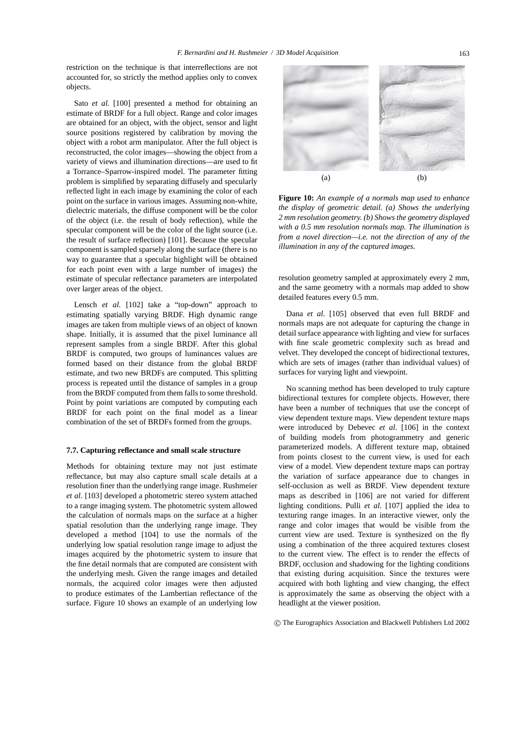restriction on the technique is that interreflections are not accounted for, so strictly the method applies only to convex objects.

Sato *et al.* [100] presented a method for obtaining an estimate of BRDF for a full object. Range and color images are obtained for an object, with the object, sensor and light source positions registered by calibration by moving the object with a robot arm manipulator. After the full object is reconstructed, the color images—showing the object from a variety of views and illumination directions—are used to fit a Torrance–Sparrow-inspired model. The parameter fitting problem is simplified by separating diffusely and specularly reflected light in each image by examining the color of each point on the surface in various images. Assuming non-white, dielectric materials, the diffuse component will be the color of the object (i.e. the result of body reflection), while the specular component will be the color of the light source (i.e. the result of surface reflection) [101]. Because the specular component is sampled sparsely along the surface (there is no way to guarantee that a specular highlight will be obtained for each point even with a large number of images) the estimate of specular reflectance parameters are interpolated over larger areas of the object.

Lensch *et al.* [102] take a "top-down" approach to estimating spatially varying BRDF. High dynamic range images are taken from multiple views of an object of known shape. Initially, it is assumed that the pixel luminance all represent samples from a single BRDF. After this global BRDF is computed, two groups of luminances values are formed based on their distance from the global BRDF estimate, and two new BRDFs are computed. This splitting process is repeated until the distance of samples in a group from the BRDF computed from them falls to some threshold. Point by point variations are computed by computing each BRDF for each point on the final model as a linear combination of the set of BRDFs formed from the groups.

### 7.7. Capturing reflectance and small scale structure

Methods for obtaining texture may not just estimate reflectance, but may also capture small scale details at a resolution finer than the underlying range image. Rushmeier *et al.* [103] developed a photometric stereo system attached to a range imaging system. The photometric system allowed the calculation of normals maps on the surface at a higher spatial resolution than the underlying range image. They developed a method [104] to use the normals of the underlying low spatial resolution range image to adjust the images acquired by the photometric system to insure that the fine detail normals that are computed are consistent with the underlying mesh. Given the range images and detailed normals, the acquired color images were then adjusted to produce estimates of the Lambertian reflectance of the surface. Figure 10 shows an example of an underlying low resolution geometry sampled at approximately every 2 mm, and the same geometry with a normals map added to show detailed features every 0.5 mm.

(a) (b)

**Figure 10:** *An example of a normals map used to enhance the display of geometric detail. (a) Shows the underlying 2 mm resolution geometry. (b) Shows the geometry displayed with a 0.5 mm resolution normals map. The illumination is from a novel direction—i.e. not the direction of any of the illumination in any of the captured images.*

Dana *et al.* [105] observed that even full BRDF and normals maps are not adequate for capturing the change in detail surface appearance with lighting and view for surfaces with fine scale geometric complexity such as bread and velvet. They developed the concept of bidirectional textures, which are sets of images (rather than individual values) of surfaces for varying light and viewpoint.

No scanning method has been developed to truly capture bidirectional textures for complete objects. However, there have been a number of techniques that use the concept of view dependent texture maps. View dependent texture maps were introduced by Debevec *et al.* [106] in the context of building models from photogrammetry and generic parameterized models. A different texture map, obtained from points closest to the current view, is used for each view of a model. View dependent texture maps can portray the variation of surface appearance due to changes in self-occlusion as well as BRDF. View dependent texture maps as described in [106] are not varied for different lighting conditions. Pulli *et al.* [107] applied the idea to texturing range images. In an interactive viewer, only the range and color images that would be visible from the current view are used. Texture is synthesized on the fly using a combination of the three acquired textures closest to the current view. The effect is to render the effects of BRDF, occlusion and shadowing for the lighting conditions that existing during acquisition. Since the textures were acquired with both lighting and view changing, the effect is approximately the same as observing the object with a headlight at the viewer position.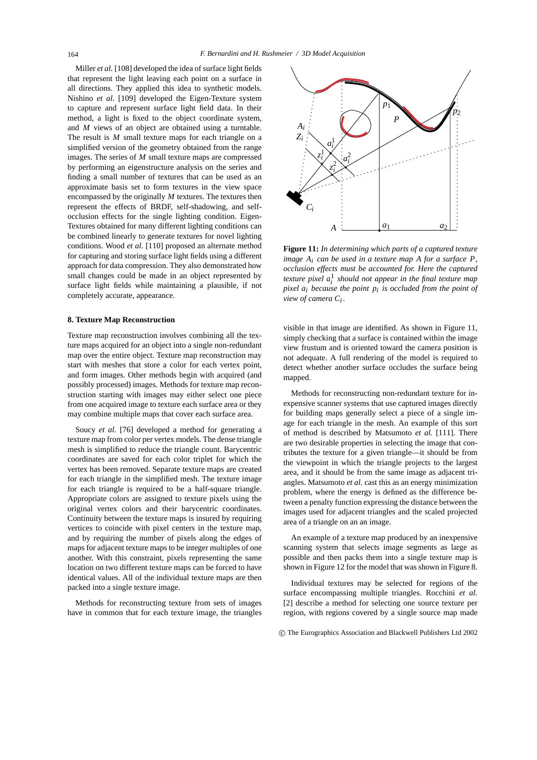Miller *et al.* [108] developed the idea of surface light fields that represent the light leaving each point on a surface in all directions. They applied this idea to synthetic models. Nishino *et al.* [109] developed the Eigen-Texture system to capture and represent surface light field data. In their method, a light is fixed to the object coordinate system, and $M$ views of an object are obtained using a turntable. The result is $M$ small texture maps for each triangle on a simplified version of the geometry obtained from the range images. The series of $M$ small texture maps are compressed by performing an eigenstructure analysis on the series and finding a small number of textures that can be used as an approximate basis set to form textures in the view space encompassed by the originally $M$ textures. The textures then represent the effects of BRDF, self-shadowing, and self-occlusion effects for the single lighting condition. Eigen-Textures obtained for many different lighting conditions can be combined linearly to generate textures for novel lighting conditions. Wood *et al.* [110] proposed an alternate method for capturing and storing surface light fields using a different approach for data compression. They also demonstrated how small changes could be made in an object represented by surface light fields while maintaining a plausible, if not completely accurate, appearance.

## 8. Texture Map Reconstruction

Texture map reconstruction involves combining all the texture maps acquired for an object into a single non-redundant map over the entire object. Texture map reconstruction may start with meshes that store a color for each vertex point, and form images. Other methods begin with acquired (and possibly processed) images. Methods for texture map reconstruction starting with images may either select one piece from one acquired image to texture each surface area or they may combine multiple maps that cover each surface area.

Soucy *et al.* [76] developed a method for generating a texture map from color per vertex models. The dense triangle mesh is simplified to reduce the triangle count. Barycentric coordinates are saved for each color triplet for which the vertex has been removed. Separate texture maps are created for each triangle in the simplified mesh. The texture image for each triangle is required to be a half-square triangle. Appropriate colors are assigned to texture pixels using the original vertex colors and their barycentric coordinates. Continuity between the texture maps is insured by requiring vertices to coincide with pixel centers in the texture map, and by requiring the number of pixels along the edges of maps for adjacent texture maps to be integer multiples of one another. With this constraint, pixels representing the same location on two different texture maps can be forced to have identical values. All of the individual texture maps are then packed into a single texture image.

Methods for reconstructing texture from sets of images have in common that for each texture image, the triangles visible in that image are identified. As shown in Figure 11, simply checking that a surface is contained within the image view frustum and is oriented toward the camera position is not adequate. A full rendering of the model is required to detect whether another surface occludes the surface being mapped.

**Figure 11:** *In determining which parts of a captured texture image $A_i$ can be used in a texture map $A$ for a surface $P$, occlusion effects must be accounted for. Here the captured texture pixel $a_i^1$ should not appear in the final texture map pixel $a_i$ because the point $p_i$ is occluded from the point of view of camera $C_i$.*

Methods for reconstructing non-redundant texture for inexpensive scanner systems that use captured images directly for building maps generally select a piece of a single image for each triangle in the mesh. An example of this sort of method is described by Matsumoto *et al.* [111]. There are two desirable properties in selecting the image that contributes the texture for a given triangle—it should be from the viewpoint in which the triangle projects to the largest area, and it should be from the same image as adjacent triangles. Matsumoto *et al.* cast this as an energy minimization problem, where the energy is defined as the difference between a penalty function expressing the distance between the images used for adjacent triangles and the scaled projected area of a triangle on an an image.

An example of a texture map produced by an inexpensive scanning system that selects image segments as large as possible and then packs them into a single texture map is shown in Figure 12 for the model that was shown in Figure 8.

Individual textures may be selected for regions of the surface encompassing multiple triangles. Rocchini *et al.* [2] describe a method for selecting one source texture per region, with regions covered by a single source map made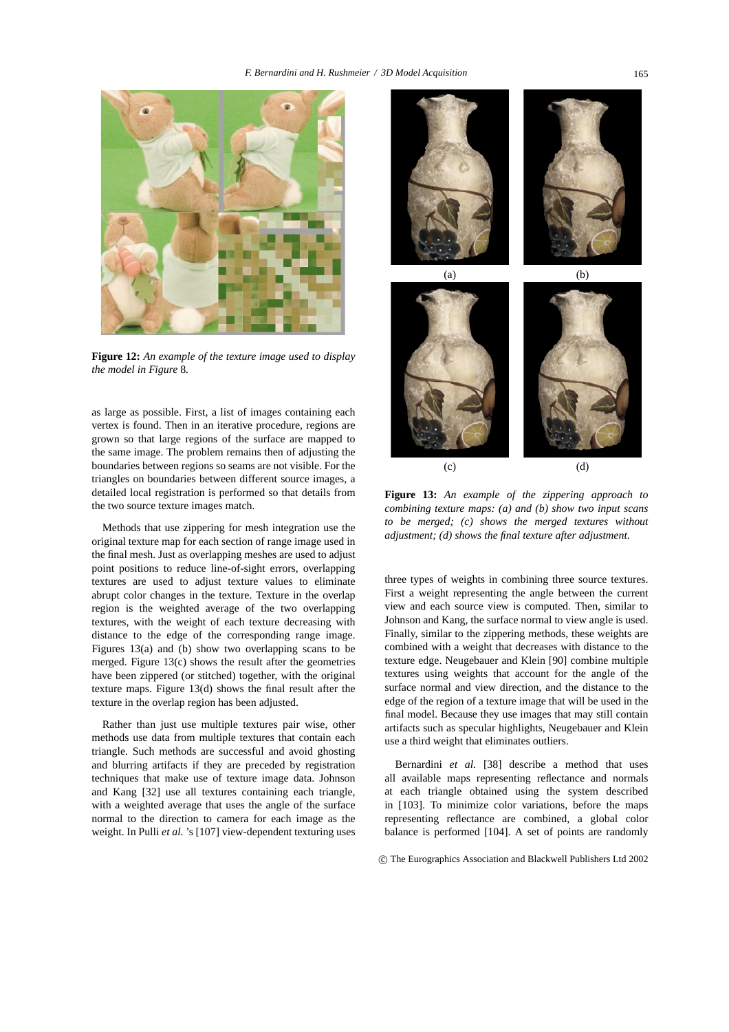**Figure 12:** *An example of the texture image used to display the model in Figure* 8*.*

as large as possible. First, a list of images containing each vertex is found. Then in an iterative procedure, regions are grown so that large regions of the surface are mapped to the same image. The problem remains then of adjusting the boundaries between regions so seams are not visible. For the triangles on boundaries between different source images, a detailed local registration is performed so that details from the two source texture images match.

Methods that use zippering for mesh integration use the original texture map for each section of range image used in the final mesh. Just as overlapping meshes are used to adjust point positions to reduce line-of-sight errors, overlapping textures are used to adjust texture values to eliminate abrupt color changes in the texture. Texture in the overlap region is the weighted average of the two overlapping textures, with the weight of each texture decreasing with distance to the edge of the corresponding range image. Figures 13(a) and (b) show two overlapping scans to be merged. Figure 13(c) shows the result after the geometries have been zippered (or stitched) together, with the original texture maps. Figure 13(d) shows the final result after the texture in the overlap region has been adjusted.

Rather than just use multiple textures pair wise, other methods use data from multiple textures that contain each triangle. Such methods are successful and avoid ghosting and blurring artifacts if they are preceded by registration techniques that make use of texture image data. Johnson and Kang [32] use all textures containing each triangle, with a weighted average that uses the angle of the surface normal to the direction to camera for each image as the weight. In Pulli *et al.* 's [107] view-dependent texturing uses three types of weights in combining three source textures. First a weight representing the angle between the current view and each source view is computed. Then, similar to Johnson and Kang, the surface normal to view angle is used. Finally, similar to the zippering methods, these weights are combined with a weight that decreases with distance to the texture edge. Neugebauer and Klein [90] combine multiple textures using weights that account for the angle of the surface normal and view direction, and the distance to the edge of the region of a texture image that will be used in the final model. Because they use images that may still contain artifacts such as specular highlights, Neugebauer and Klein use a third weight that eliminates outliers.

**Figure 13:** *An example of the zippering approach to combining texture maps: (a) and (b) show two input scans to be merged; (c) shows the merged textures without adjustment; (d) shows the final texture after adjustment.*

Bernardini *et al.* [38] describe a method that uses all available maps representing reflectance and normals at each triangle obtained using the system described in [103]. To minimize color variations, before the maps representing reflectance are combined, a global color balance is performed [104]. A set of points are randomly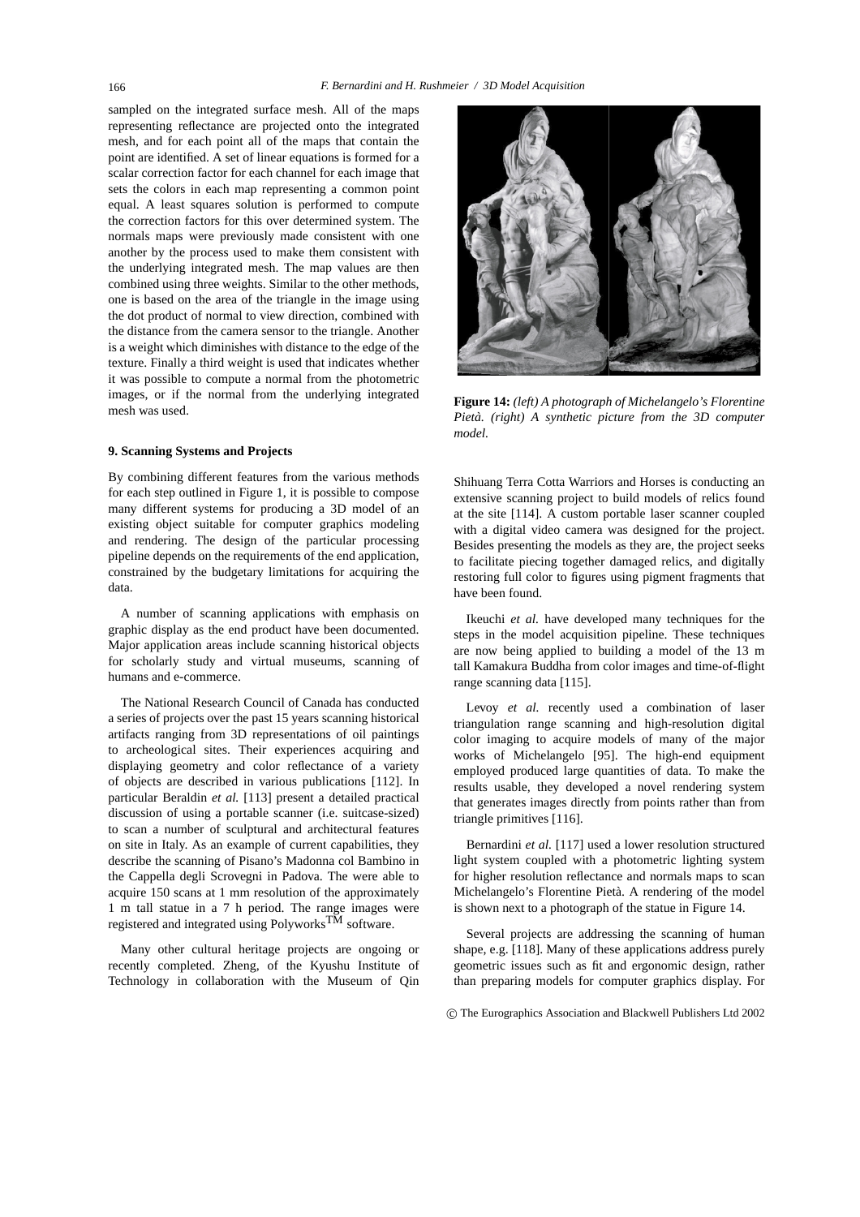sampled on the integrated surface mesh. All of the maps representing reflectance are projected onto the integrated mesh, and for each point all of the maps that contain the point are identified. A set of linear equations is formed for a scalar correction factor for each channel for each image that sets the colors in each map representing a common point equal. A least squares solution is performed to compute the correction factors for this over determined system. The normals maps were previously made consistent with one another by the process used to make them consistent with the underlying integrated mesh. The map values are then combined using three weights. Similar to the other methods, one is based on the area of the triangle in the image using the dot product of normal to view direction, combined with the distance from the camera sensor to the triangle. Another is a weight which diminishes with distance to the edge of the texture. Finally a third weight is used that indicates whether it was possible to compute a normal from the photometric images, or if the normal from the underlying integrated mesh was used.

**Figure 14:** *(left) A photograph of Michelangelo's Florentine Pietà. (right) A synthetic picture from the 3D computer model.*

## 9. Scanning Systems and Projects

By combining different features from the various methods for each step outlined in Figure 1, it is possible to compose many different systems for producing a 3D model of an existing object suitable for computer graphics modeling and rendering. The design of the particular processing pipeline depends on the requirements of the end application, constrained by the budgetary limitations for acquiring the data.

A number of scanning applications with emphasis on graphic display as the end product have been documented. Major application areas include scanning historical objects for scholarly study and virtual museums, scanning of humans and e-commerce.

The National Research Council of Canada has conducted a series of projects over the past 15 years scanning historical artifacts ranging from 3D representations of oil paintings to archeological sites. Their experiences acquiring and displaying geometry and color reflectance of a variety of objects are described in various publications [112]. In particular Beraldin *et al.* [113] present a detailed practical discussion of using a portable scanner (i.e. suitcase-sized) to scan a number of sculptural and architectural features on site in Italy. As an example of current capabilities, they describe the scanning of Pisano's Madonna col Bambino in the Cappella degli Scrovegni in Padova. The were able to acquire 150 scans at 1 mm resolution of the approximately 1 m tall statue in a 7 h period. The range images were registered and integrated using Polyworks™ software.

Many other cultural heritage projects are ongoing or recently completed. Zheng, of the Kyushu Institute of Technology in collaboration with the Museum of Qin Shihuang Terra Cotta Warriors and Horses is conducting an extensive scanning project to build models of relics found at the site [114]. A custom portable laser scanner coupled with a digital video camera was designed for the project. Besides presenting the models as they are, the project seeks to facilitate piecing together damaged relics, and digitally restoring full color to figures using pigment fragments that have been found.

Ikeuchi *et al.* have developed many techniques for the steps in the model acquisition pipeline. These techniques are now being applied to building a model of the 13 m tall Kamakura Buddha from color images and time-of-flight range scanning data [115].

Levoy *et al.* recently used a combination of laser triangulation range scanning and high-resolution digital color imaging to acquire models of many of the major works of Michelangelo [95]. The high-end equipment employed produced large quantities of data. To make the results usable, they developed a novel rendering system that generates images directly from points rather than from triangle primitives [116].

Bernardini *et al.* [117] used a lower resolution structured light system coupled with a photometric lighting system for higher resolution reflectance and normals maps to scan Michelangelo's Florentine Pietà. A rendering of the model is shown next to a photograph of the statue in Figure 14.

Several projects are addressing the scanning of human shape, e.g. [118]. Many of these applications address purely geometric issues such as fit and ergonomic design, rather than preparing models for computer graphics display. For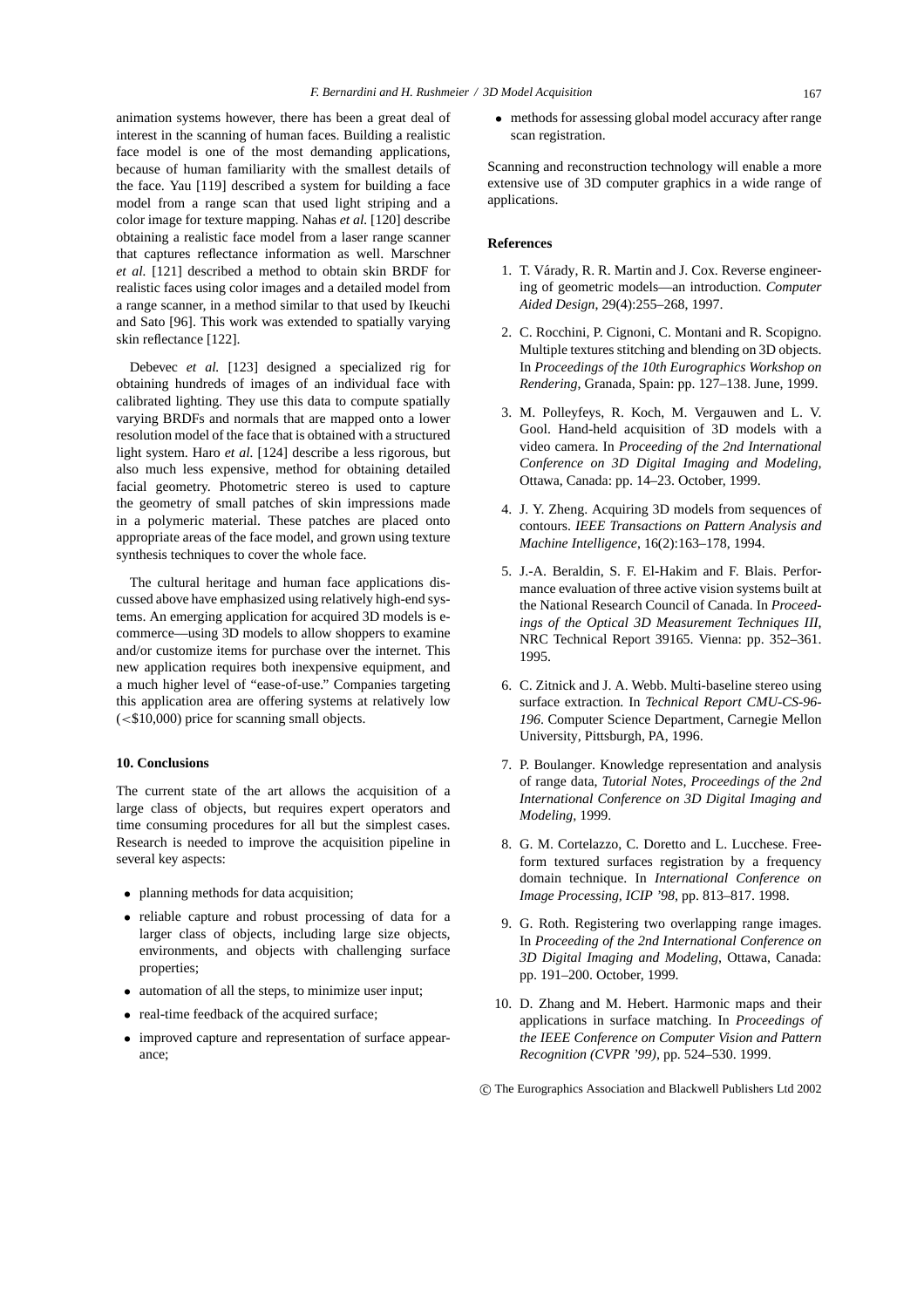animation systems however, there has been a great deal of interest in the scanning of human faces. Building a realistic face model is one of the most demanding applications, because of human familiarity with the smallest details of the face. Yau [119] described a system for building a face model from a range scan that used light striping and a color image for texture mapping. Nahas *et al.* [120] describe obtaining a realistic face model from a laser range scanner that captures reflectance information as well. Marschner *et al.* [121] described a method to obtain skin BRDF for realistic faces using color images and a detailed model from a range scanner, in a method similar to that used by Ikeuchi and Sato [96]. This work was extended to spatially varying skin reflectance [122].

Debevec *et al.* [123] designed a specialized rig for obtaining hundreds of images of an individual face with calibrated lighting. They use this data to compute spatially varying BRDFs and normals that are mapped onto a lower resolution model of the face that is obtained with a structured light system. Haro *et al.* [124] describe a less rigorous, but also much less expensive, method for obtaining detailed facial geometry. Photometric stereo is used to capture the geometry of small patches of skin impressions made in a polymeric material. These patches are placed onto appropriate areas of the face model, and grown using texture synthesis techniques to cover the whole face.

The cultural heritage and human face applications discussed above have emphasized using relatively high-end systems. An emerging application for acquired 3D models is e-commerce—using 3D models to allow shoppers to examine and/or customize items for purchase over the internet. This new application requires both inexpensive equipment, and a much higher level of "ease-of-use." Companies targeting this application area are offering systems at relatively low (<$10,000) price for scanning small objects.

## 10. Conclusions

The current state of the art allows the acquisition of a large class of objects, but requires expert operators and time consuming procedures for all but the simplest cases. Research is needed to improve the acquisition pipeline in several key aspects:

- planning methods for data acquisition;
- reliable capture and robust processing of data for a larger class of objects, including large size objects, environments, and objects with challenging surface properties;
- automation of all the steps, to minimize user input;
- real-time feedback of the acquired surface;
- improved capture and representation of surface appearance;
- methods for assessing global model accuracy after range scan registration.

Scanning and reconstruction technology will enable a more extensive use of 3D computer graphics in a wide range of applications.

## References

1. T. Várady, R. R. Martin and J. Cox. Reverse engineering of geometric models—an introduction. *Computer Aided Design*, 29(4):255–268, 1997.
2. C. Rocchini, P. Cignoni, C. Montani and R. Scopigno. Multiple textures stitching and blending on 3D objects. In *Proceedings of the 10th Eurographics Workshop on Rendering*, Granada, Spain: pp. 127–138. June, 1999.
3. M. Polleyfeys, R. Koch, M. Vergauwen and L. V. Gool. Hand-held acquisition of 3D models with a video camera. In *Proceeding of the 2nd International Conference on 3D Digital Imaging and Modeling*, Ottawa, Canada: pp. 14–23. October, 1999.
4. J. Y. Zheng. Acquiring 3D models from sequences of contours. *IEEE Transactions on Pattern Analysis and Machine Intelligence*, 16(2):163–178, 1994.
5. J.-A. Beraldin, S. F. El-Hakim and F. Blais. Performance evaluation of three active vision systems built at the National Research Council of Canada. In *Proceedings of the Optical 3D Measurement Techniques III*, NRC Technical Report 39165. Vienna: pp. 352–361. 1995.
6. C. Zitnick and J. A. Webb. Multi-baseline stereo using surface extraction. In *Technical Report CMU-CS-96-196*. Computer Science Department, Carnegie Mellon University, Pittsburgh, PA, 1996.
7. P. Boulanger. Knowledge representation and analysis of range data, *Tutorial Notes, Proceedings of the 2nd International Conference on 3D Digital Imaging and Modeling*, 1999.
8. G. M. Cortelazzo, C. Doretto and L. Lucchese. Free-form textured surfaces registration by a frequency domain technique. In *International Conference on Image Processing, ICIP '98*, pp. 813–817. 1998.
9. G. Roth. Registering two overlapping range images. In *Proceeding of the 2nd International Conference on 3D Digital Imaging and Modeling*, Ottawa, Canada: pp. 191–200. October, 1999.
10. D. Zhang and M. Hebert. Harmonic maps and their applications in surface matching. In *Proceedings of the IEEE Conference on Computer Vision and Pattern Recognition (CVPR '99)*, pp. 524–530. 1999.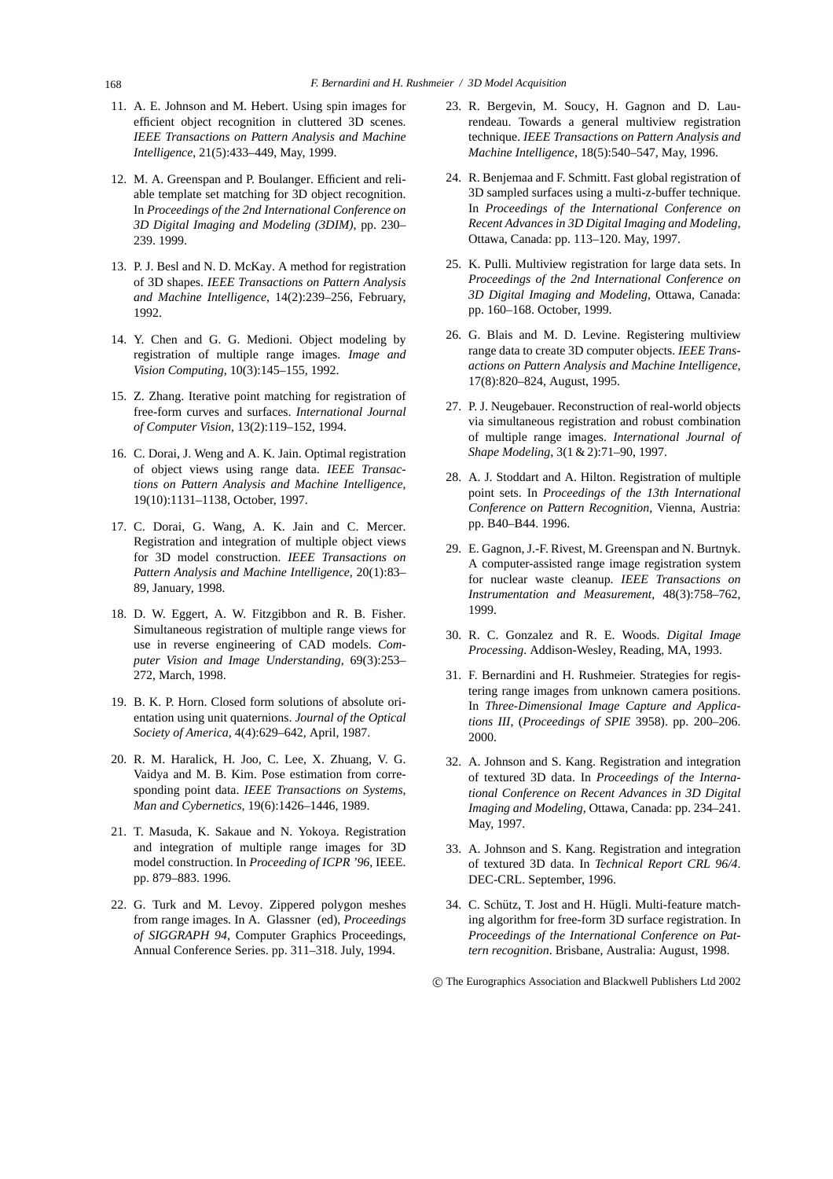11. A. E. Johnson and M. Hebert. Using spin images for efficient object recognition in cluttered 3D scenes. *IEEE Transactions on Pattern Analysis and Machine Intelligence*, 21(5):433–449, May, 1999.

12. M. A. Greenspan and P. Boulanger. Efficient and reliable template set matching for 3D object recognition. In *Proceedings of the 2nd International Conference on 3D Digital Imaging and Modeling (3DIM)*, pp. 230–239. 1999.

13. P. J. Besl and N. D. McKay. A method for registration of 3D shapes. *IEEE Transactions on Pattern Analysis and Machine Intelligence*, 14(2):239–256, February, 1992.

14. Y. Chen and G. G. Medioni. Object modeling by registration of multiple range images. *Image and Vision Computing*, 10(3):145–155, 1992.

15. Z. Zhang. Iterative point matching for registration of free-form curves and surfaces. *International Journal of Computer Vision*, 13(2):119–152, 1994.

16. C. Dorai, J. Weng and A. K. Jain. Optimal registration of object views using range data. *IEEE Transactions on Pattern Analysis and Machine Intelligence*, 19(10):1131–1138, October, 1997.

17. C. Dorai, G. Wang, A. K. Jain and C. Mercer. Registration and integration of multiple object views for 3D model construction. *IEEE Transactions on Pattern Analysis and Machine Intelligence*, 20(1):83–89, January, 1998.

18. D. W. Eggert, A. W. Fitzgibbon and R. B. Fisher. Simultaneous registration of multiple range views for use in reverse engineering of CAD models. *Computer Vision and Image Understanding*, 69(3):253–272, March, 1998.

19. B. K. P. Horn. Closed form solutions of absolute orientation using unit quaternions. *Journal of the Optical Society of America*, 4(4):629–642, April, 1987.

20. R. M. Haralick, H. Joo, C. Lee, X. Zhuang, V. G. Vaidya and M. B. Kim. Pose estimation from corresponding point data. *IEEE Transactions on Systems, Man and Cybernetics*, 19(6):1426–1446, 1989.

21. T. Masuda, K. Sakaue and N. Yokoya. Registration and integration of multiple range images for 3D model construction. In *Proceeding of ICPR '96*, IEEE. pp. 879–883. 1996.

22. G. Turk and M. Levoy. Zippered polygon meshes from range images. In A. Glassner (ed), *Proceedings of SIGGRAPH 94*, Computer Graphics Proceedings, Annual Conference Series. pp. 311–318. July, 1994.

23. R. Bergevin, M. Soucy, H. Gagnon and D. Laurendeau. Towards a general multiview registration technique. *IEEE Transactions on Pattern Analysis and Machine Intelligence*, 18(5):540–547, May, 1996.

24. R. Benjemaa and F. Schmitt. Fast global registration of 3D sampled surfaces using a multi-z-buffer technique. In *Proceedings of the International Conference on Recent Advances in 3D Digital Imaging and Modeling*, Ottawa, Canada: pp. 113–120. May, 1997.

25. K. Pulli. Multiview registration for large data sets. In *Proceedings of the 2nd International Conference on 3D Digital Imaging and Modeling*, Ottawa, Canada: pp. 160–168. October, 1999.

26. G. Blais and M. D. Levine. Registering multiview range data to create 3D computer objects. *IEEE Transactions on Pattern Analysis and Machine Intelligence*, 17(8):820–824, August, 1995.

27. P. J. Neugebauer. Reconstruction of real-world objects via simultaneous registration and robust combination of multiple range images. *International Journal of Shape Modeling*, 3(1 & 2):71–90, 1997.

28. A. J. Stoddart and A. Hilton. Registration of multiple point sets. In *Proceedings of the 13th International Conference on Pattern Recognition*, Vienna, Austria: pp. B40–B44. 1996.

29. E. Gagnon, J.-F. Rivest, M. Greenspan and N. Burtnyk. A computer-assisted range image registration system for nuclear waste cleanup. *IEEE Transactions on Instrumentation and Measurement*, 48(3):758–762, 1999.

30. R. C. Gonzalez and R. E. Woods. *Digital Image Processing*. Addison-Wesley, Reading, MA, 1993.

31. F. Bernardini and H. Rushmeier. Strategies for registering range images from unknown camera positions. In *Three-Dimensional Image Capture and Applications III*, (*Proceedings of SPIE* 3958). pp. 200–206. 2000.

32. A. Johnson and S. Kang. Registration and integration of textured 3D data. In *Proceedings of the International Conference on Recent Advances in 3D Digital Imaging and Modeling*, Ottawa, Canada: pp. 234–241. May, 1997.

33. A. Johnson and S. Kang. Registration and integration of textured 3D data. In *Technical Report CRL 96/4*. DEC-CRL. September, 1996.

34. C. Schütz, T. Jost and H. Hügli. Multi-feature matching algorithm for free-form 3D surface registration. In *Proceedings of the International Conference on Pattern recognition*. Brisbane, Australia: August, 1998.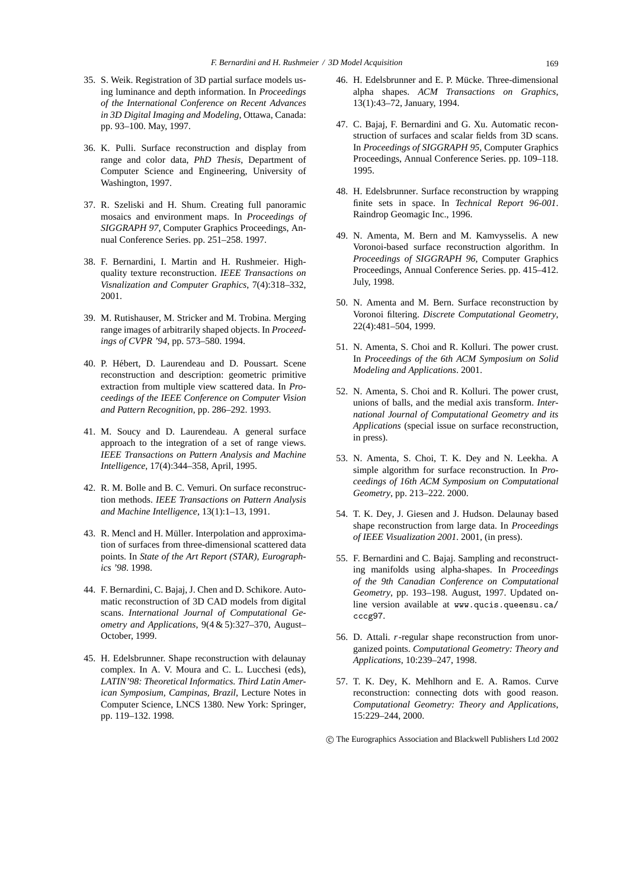35. S. Weik. Registration of 3D partial surface models using luminance and depth information. In *Proceedings of the International Conference on Recent Advances in 3D Digital Imaging and Modeling*, Ottawa, Canada: pp. 93–100. May, 1997.

36. K. Pulli. Surface reconstruction and display from range and color data, *PhD Thesis*, Department of Computer Science and Engineering, University of Washington, 1997.

37. R. Szeliski and H. Shum. Creating full panoramic mosaics and environment maps. In *Proceedings of SIGGRAPH 97*, Computer Graphics Proceedings, Annual Conference Series. pp. 251–258. 1997.

38. F. Bernardini, I. Martin and H. Rushmeier. High-quality texture reconstruction. *IEEE Transactions on Visnalization and Computer Graphics*, 7(4):318–332, 2001.

39. M. Rutishauser, M. Stricker and M. Trobina. Merging range images of arbitrarily shaped objects. In *Proceedings of CVPR '94*, pp. 573–580. 1994.

40. P. Hébert, D. Laurendeau and D. Poussart. Scene reconstruction and description: geometric primitive extraction from multiple view scattered data. In *Proceedings of the IEEE Conference on Computer Vision and Pattern Recognition*, pp. 286–292. 1993.

41. M. Soucy and D. Laurendeau. A general surface approach to the integration of a set of range views. *IEEE Transactions on Pattern Analysis and Machine Intelligence*, 17(4):344–358, April, 1995.

42. R. M. Bolle and B. C. Vemuri. On surface reconstruction methods. *IEEE Transactions on Pattern Analysis and Machine Intelligence*, 13(1):1–13, 1991.

43. R. Mencl and H. Müller. Interpolation and approximation of surfaces from three-dimensional scattered data points. In *State of the Art Report (STAR), Eurographics '98*. 1998.

44. F. Bernardini, C. Bajaj, J. Chen and D. Schikore. Automatic reconstruction of 3D CAD models from digital scans. *International Journal of Computational Geometry and Applications*, 9(4 & 5):327–370, August–October, 1999.

45. H. Edelsbrunner. Shape reconstruction with delaunay complex. In A. V. Moura and C. L. Lucchesi (eds), *LATIN'98: Theoretical Informatics. Third Latin American Symposium, Campinas, Brazil*, Lecture Notes in Computer Science, LNCS 1380. New York: Springer, pp. 119–132. 1998.

46. H. Edelsbrunner and E. P. Mücke. Three-dimensional alpha shapes. *ACM Transactions on Graphics*, 13(1):43–72, January, 1994.

47. C. Bajaj, F. Bernardini and G. Xu. Automatic reconstruction of surfaces and scalar fields from 3D scans. In *Proceedings of SIGGRAPH 95*, Computer Graphics Proceedings, Annual Conference Series. pp. 109–118. 1995.

48. H. Edelsbrunner. Surface reconstruction by wrapping finite sets in space. In *Technical Report 96-001*. Raindrop Geomagic Inc., 1996.

49. N. Amenta, M. Bern and M. Kamvysselis. A new Voronoi-based surface reconstruction algorithm. In *Proceedings of SIGGRAPH 96*, Computer Graphics Proceedings, Annual Conference Series. pp. 415–412. July, 1998.

50. N. Amenta and M. Bern. Surface reconstruction by Voronoi filtering. *Discrete Computational Geometry*, 22(4):481–504, 1999.

51. N. Amenta, S. Choi and R. Kolluri. The power crust. In *Proceedings of the 6th ACM Symposium on Solid Modeling and Applications*. 2001.

52. N. Amenta, S. Choi and R. Kolluri. The power crust, unions of balls, and the medial axis transform. *International Journal of Computational Geometry and its Applications* (special issue on surface reconstruction, in press).

53. N. Amenta, S. Choi, T. K. Dey and N. Leekha. A simple algorithm for surface reconstruction. In *Proceedings of 16th ACM Symposium on Computational Geometry*, pp. 213–222. 2000.

54. T. K. Dey, J. Giesen and J. Hudson. Delaunay based shape reconstruction from large data. In *Proceedings of IEEE Visualization 2001*. 2001, (in press).

55. F. Bernardini and C. Bajaj. Sampling and reconstructing manifolds using alpha-shapes. In *Proceedings of the 9th Canadian Conference on Computational Geometry*, pp. 193–198. August, 1997. Updated online version available at www.qucis.queensu.ca/cccg97.

56. D. Attali. $r$-regular shape reconstruction from unorganized points. *Computational Geometry: Theory and Applications*, 10:239–247, 1998.

57. T. K. Dey, K. Mehlhorn and E. A. Ramos. Curve reconstruction: connecting dots with good reason. *Computational Geometry: Theory and Applications*, 15:229–244, 2000.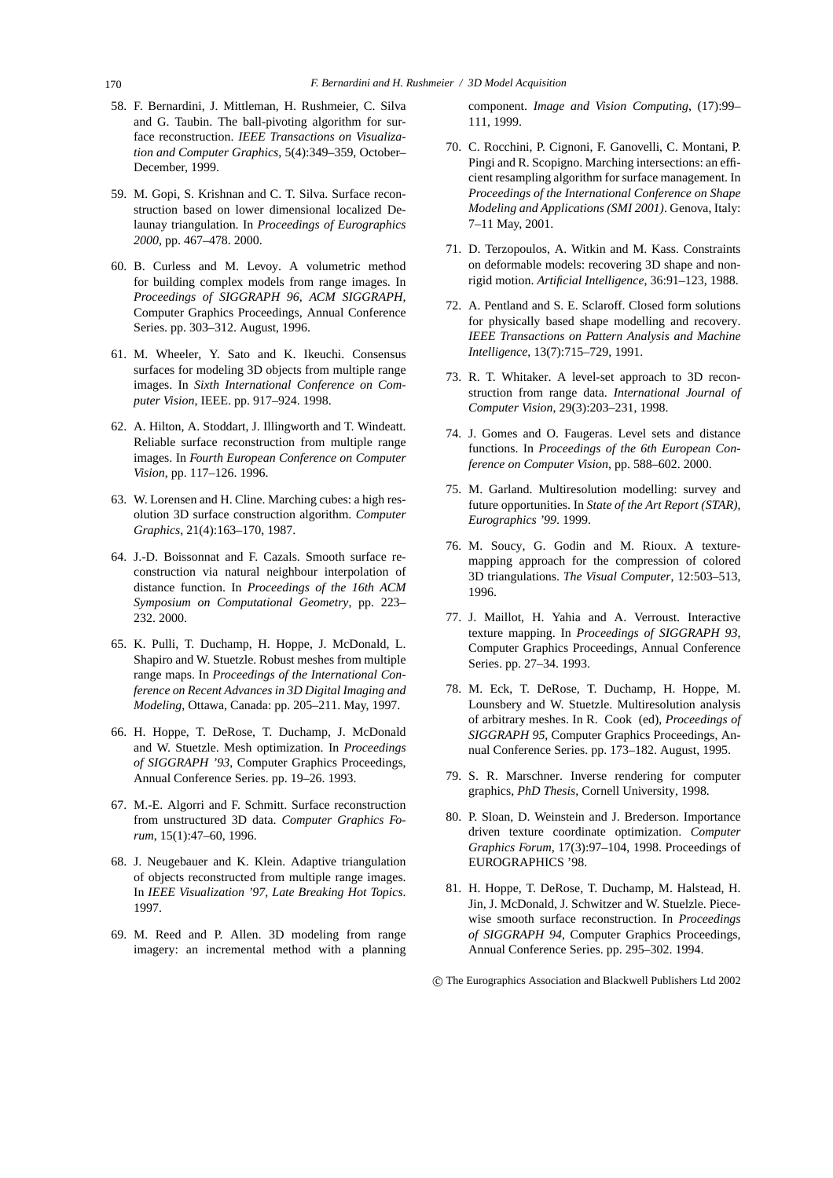58. F. Bernardini, J. Mittleman, H. Rushmeier, C. Silva and G. Taubin. The ball-pivoting algorithm for surface reconstruction. *IEEE Transactions on Visualization and Computer Graphics*, 5(4):349–359, October–December, 1999.

59. M. Gopi, S. Krishnan and C. T. Silva. Surface reconstruction based on lower dimensional localized Delaunay triangulation. In *Proceedings of Eurographics 2000*, pp. 467–478. 2000.

60. B. Curless and M. Levoy. A volumetric method for building complex models from range images. In *Proceedings of SIGGRAPH 96, ACM SIGGRAPH*, Computer Graphics Proceedings, Annual Conference Series. pp. 303–312. August, 1996.

61. M. Wheeler, Y. Sato and K. Ikeuchi. Consensus surfaces for modeling 3D objects from multiple range images. In *Sixth International Conference on Computer Vision*, IEEE. pp. 917–924. 1998.

62. A. Hilton, A. Stoddart, J. Illingworth and T. Windeatt. Reliable surface reconstruction from multiple range images. In *Fourth European Conference on Computer Vision*, pp. 117–126. 1996.

63. W. Lorensen and H. Cline. Marching cubes: a high resolution 3D surface construction algorithm. *Computer Graphics*, 21(4):163–170, 1987.

64. J.-D. Boissonnat and F. Cazals. Smooth surface reconstruction via natural neighbour interpolation of distance function. In *Proceedings of the 16th ACM Symposium on Computational Geometry*, pp. 223–232. 2000.

65. K. Pulli, T. Duchamp, H. Hoppe, J. McDonald, L. Shapiro and W. Stuetzle. Robust meshes from multiple range maps. In *Proceedings of the International Conference on Recent Advances in 3D Digital Imaging and Modeling*, Ottawa, Canada: pp. 205–211. May, 1997.

66. H. Hoppe, T. DeRose, T. Duchamp, J. McDonald and W. Stuetzle. Mesh optimization. In *Proceedings of SIGGRAPH '93*, Computer Graphics Proceedings, Annual Conference Series. pp. 19–26. 1993.

67. M.-E. Algorri and F. Schmitt. Surface reconstruction from unstructured 3D data. *Computer Graphics Forum*, 15(1):47–60, 1996.

68. J. Neugebauer and K. Klein. Adaptive triangulation of objects reconstructed from multiple range images. In *IEEE Visualization '97, Late Breaking Hot Topics*. 1997.

69. M. Reed and P. Allen. 3D modeling from range imagery: an incremental method with a planning component. *Image and Vision Computing*, (17):99–111, 1999.

70. C. Rocchini, P. Cignoni, F. Ganovelli, C. Montani, P. Pingi and R. Scopigno. Marching intersections: an efficient resampling algorithm for surface management. In *Proceedings of the International Conference on Shape Modeling and Applications (SMI 2001)*. Genova, Italy: 7–11 May, 2001.

71. D. Terzopoulos, A. Witkin and M. Kass. Constraints on deformable models: recovering 3D shape and nonrigid motion. *Artificial Intelligence*, 36:91–123, 1988.

72. A. Pentland and S. E. Sclaroff. Closed form solutions for physically based shape modelling and recovery. *IEEE Transactions on Pattern Analysis and Machine Intelligence*, 13(7):715–729, 1991.

73. R. T. Whitaker. A level-set approach to 3D reconstruction from range data. *International Journal of Computer Vision*, 29(3):203–231, 1998.

74. J. Gomes and O. Faugeras. Level sets and distance functions. In *Proceedings of the 6th European Conference on Computer Vision*, pp. 588–602. 2000.

75. M. Garland. Multiresolution modelling: survey and future opportunities. In *State of the Art Report (STAR), Eurographics '99*. 1999.

76. M. Soucy, G. Godin and M. Rioux. A texture-mapping approach for the compression of colored 3D triangulations. *The Visual Computer*, 12:503–513, 1996.

77. J. Maillot, H. Yahia and A. Verroust. Interactive texture mapping. In *Proceedings of SIGGRAPH 93*, Computer Graphics Proceedings, Annual Conference Series. pp. 27–34. 1993.

78. M. Eck, T. DeRose, T. Duchamp, H. Hoppe, M. Lounsbery and W. Stuetzle. Multiresolution analysis of arbitrary meshes. In R. Cook (ed), *Proceedings of SIGGRAPH 95*, Computer Graphics Proceedings, Annual Conference Series. pp. 173–182. August, 1995.

79. S. R. Marschner. Inverse rendering for computer graphics, *PhD Thesis*, Cornell University, 1998.

80. P. Sloan, D. Weinstein and J. Brederson. Importance driven texture coordinate optimization. *Computer Graphics Forum*, 17(3):97–104, 1998. Proceedings of EUROGRAPHICS '98.

81. H. Hoppe, T. DeRose, T. Duchamp, M. Halstead, H. Jin, J. McDonald, J. Schwitzer and W. Stuelzle. Piecewise smooth surface reconstruction. In *Proceedings of SIGGRAPH 94*, Computer Graphics Proceedings, Annual Conference Series. pp. 295–302. 1994.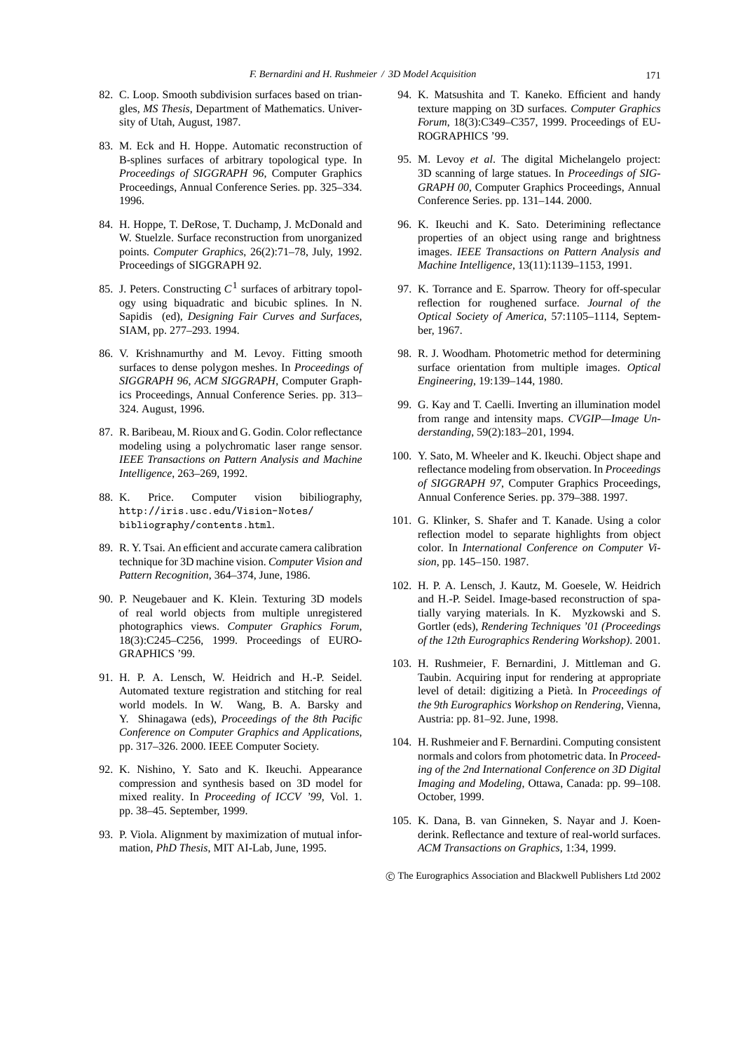82. C. Loop. Smooth subdivision surfaces based on triangles, *MS Thesis*, Department of Mathematics. University of Utah, August, 1987.

83. M. Eck and H. Hoppe. Automatic reconstruction of B-splines surfaces of arbitrary topological type. In *Proceedings of SIGGRAPH 96*, Computer Graphics Proceedings, Annual Conference Series. pp. 325–334. 1996.

84. H. Hoppe, T. DeRose, T. Duchamp, J. McDonald and W. Stuelzle. Surface reconstruction from unorganized points. *Computer Graphics*, 26(2):71–78, July, 1992. Proceedings of SIGGRAPH 92.

85. J. Peters. Constructing $C^1$ surfaces of arbitrary topology using biquadratic and bicubic splines. In N. Sapidis (ed), *Designing Fair Curves and Surfaces*, SIAM, pp. 277–293. 1994.

86. V. Krishnamurthy and M. Levoy. Fitting smooth surfaces to dense polygon meshes. In *Proceedings of SIGGRAPH 96, ACM SIGGRAPH*, Computer Graphics Proceedings, Annual Conference Series. pp. 313–324. August, 1996.

87. R. Baribeau, M. Rioux and G. Godin. Color reflectance modeling using a polychromatic laser range sensor. *IEEE Transactions on Pattern Analysis and Machine Intelligence*, 263–269, 1992.

88. K. Price. Computer vision bibiliography, `http://iris.usc.edu/Vision-Notes/bibliography/contents.html`.

89. R. Y. Tsai. An efficient and accurate camera calibration technique for 3D machine vision. *Computer Vision and Pattern Recognition*, 364–374, June, 1986.

90. P. Neugebauer and K. Klein. Texturing 3D models of real world objects from multiple unregistered photographics views. *Computer Graphics Forum*, 18(3):C245–C256, 1999. Proceedings of EUROGRAPHICS '99.

91. H. P. A. Lensch, W. Heidrich and H.-P. Seidel. Automated texture registration and stitching for real world models. In W. Wang, B. A. Barsky and Y. Shinagawa (eds), *Proceedings of the 8th Pacific Conference on Computer Graphics and Applications*, pp. 317–326. 2000. IEEE Computer Society.

92. K. Nishino, Y. Sato and K. Ikeuchi. Appearance compression and synthesis based on 3D model for mixed reality. In *Proceeding of ICCV '99*, Vol. 1. pp. 38–45. September, 1999.

93. P. Viola. Alignment by maximization of mutual information, *PhD Thesis*, MIT AI-Lab, June, 1995.

94. K. Matsushita and T. Kaneko. Efficient and handy texture mapping on 3D surfaces. *Computer Graphics Forum*, 18(3):C349–C357, 1999. Proceedings of EUROGRAPHICS '99.

95. M. Levoy *et al*. The digital Michelangelo project: 3D scanning of large statues. In *Proceedings of SIGGRAPH 00*, Computer Graphics Proceedings, Annual Conference Series. pp. 131–144. 2000.

96. K. Ikeuchi and K. Sato. Deterimining reflectance properties of an object using range and brightness images. *IEEE Transactions on Pattern Analysis and Machine Intelligence*, 13(11):1139–1153, 1991.

97. K. Torrance and E. Sparrow. Theory for off-specular reflection for roughened surface. *Journal of the Optical Society of America*, 57:1105–1114, September, 1967.

98. R. J. Woodham. Photometric method for determining surface orientation from multiple images. *Optical Engineering*, 19:139–144, 1980.

99. G. Kay and T. Caelli. Inverting an illumination model from range and intensity maps. *CVGIP—Image Understanding*, 59(2):183–201, 1994.

100. Y. Sato, M. Wheeler and K. Ikeuchi. Object shape and reflectance modeling from observation. In *Proceedings of SIGGRAPH 97*, Computer Graphics Proceedings, Annual Conference Series. pp. 379–388. 1997.

101. G. Klinker, S. Shafer and T. Kanade. Using a color reflection model to separate highlights from object color. In *International Conference on Computer Vision*, pp. 145–150. 1987.

102. H. P. A. Lensch, J. Kautz, M. Goesele, W. Heidrich and H.-P. Seidel. Image-based reconstruction of spatially varying materials. In K. Myzkowski and S. Gortler (eds), *Rendering Techniques '01 (Proceedings of the 12th Eurographics Rendering Workshop)*. 2001.

103. H. Rushmeier, F. Bernardini, J. Mittleman and G. Taubin. Acquiring input for rendering at appropriate level of detail: digitizing a Pietà. In *Proceedings of the 9th Eurographics Workshop on Rendering*, Vienna, Austria: pp. 81–92. June, 1998.

104. H. Rushmeier and F. Bernardini. Computing consistent normals and colors from photometric data. In *Proceeding of the 2nd International Conference on 3D Digital Imaging and Modeling*, Ottawa, Canada: pp. 99–108. October, 1999.

105. K. Dana, B. van Ginneken, S. Nayar and J. Koenderink. Reflectance and texture of real-world surfaces. *ACM Transactions on Graphics*, 1:34, 1999.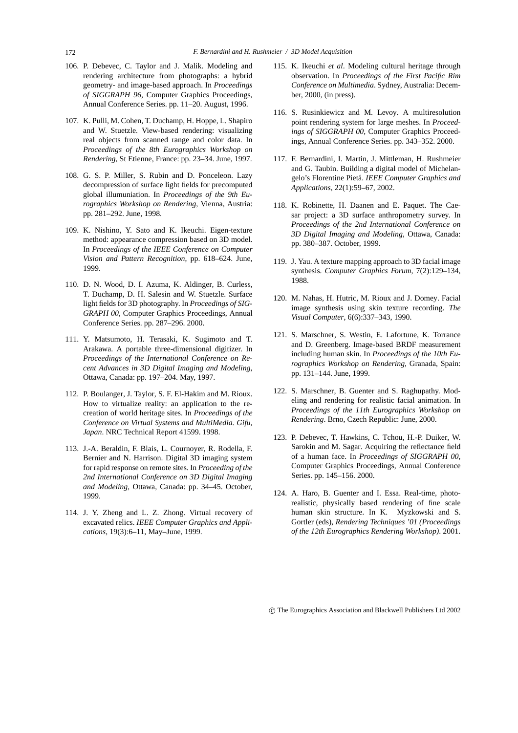106. P. Debevec, C. Taylor and J. Malik. Modeling and rendering architecture from photographs: a hybrid geometry- and image-based approach. In *Proceedings of SIGGRAPH 96*, Computer Graphics Proceedings, Annual Conference Series. pp. 11–20. August, 1996.

107. K. Pulli, M. Cohen, T. Duchamp, H. Hoppe, L. Shapiro and W. Stuetzle. View-based rendering: visualizing real objects from scanned range and color data. In *Proceedings of the 8th Eurographics Workshop on Rendering*, St Etienne, France: pp. 23–34. June, 1997.

108. G. S. P. Miller, S. Rubin and D. Ponceleon. Lazy decompression of surface light fields for precomputed global illumuniation. In *Proceedings of the 9th Eurographics Workshop on Rendering*, Vienna, Austria: pp. 281–292. June, 1998.

109. K. Nishino, Y. Sato and K. Ikeuchi. Eigen-texture method: appearance compression based on 3D model. In *Proceedings of the IEEE Conference on Computer Vision and Pattern Recognition*, pp. 618–624. June, 1999.

110. D. N. Wood, D. I. Azuma, K. Aldinger, B. Curless, T. Duchamp, D. H. Salesin and W. Stuetzle. Surface light fields for 3D photography. In *Proceedings of SIGGRAPH 00*, Computer Graphics Proceedings, Annual Conference Series. pp. 287–296. 2000.

111. Y. Matsumoto, H. Terasaki, K. Sugimoto and T. Arakawa. A portable three-dimensional digitizer. In *Proceedings of the International Conference on Recent Advances in 3D Digital Imaging and Modeling*, Ottawa, Canada: pp. 197–204. May, 1997.

112. P. Boulanger, J. Taylor, S. F. El-Hakim and M. Rioux. How to virtualize reality: an application to the recreation of world heritage sites. In *Proceedings of the Conference on Virtual Systems and MultiMedia. Gifu, Japan*. NRC Technical Report 41599. 1998.

113. J.-A. Beraldin, F. Blais, L. Cournoyer, R. Rodella, F. Bernier and N. Harrison. Digital 3D imaging system for rapid response on remote sites. In *Proceeding of the 2nd International Conference on 3D Digital Imaging and Modeling*, Ottawa, Canada: pp. 34–45. October, 1999.

114. J. Y. Zheng and L. Z. Zhong. Virtual recovery of excavated relics. *IEEE Computer Graphics and Applications*, 19(3):6–11, May–June, 1999.

115. K. Ikeuchi *et al*. Modeling cultural heritage through observation. In *Proceedings of the First Pacific Rim Conference on Multimedia*. Sydney, Australia: December, 2000, (in press).

116. S. Rusinkiewicz and M. Levoy. A multiresolution point rendering system for large meshes. In *Proceedings of SIGGRAPH 00*, Computer Graphics Proceedings, Annual Conference Series. pp. 343–352. 2000.

117. F. Bernardini, I. Martin, J. Mittleman, H. Rushmeier and G. Taubin. Building a digital model of Michelangelo's Florentine Pietá. *IEEE Computer Graphics and Applications*, 22(1):59–67, 2002.

118. K. Robinette, H. Daanen and E. Paquet. The Caesar project: a 3D surface anthropometry survey. In *Proceedings of the 2nd International Conference on 3D Digital Imaging and Modeling*, Ottawa, Canada: pp. 380–387. October, 1999.

119. J. Yau. A texture mapping approach to 3D facial image synthesis. *Computer Graphics Forum*, 7(2):129–134, 1988.

120. M. Nahas, H. Hutric, M. Rioux and J. Domey. Facial image synthesis using skin texture recording. *The Visual Computer*, 6(6):337–343, 1990.

121. S. Marschner, S. Westin, E. Lafortune, K. Torrance and D. Greenberg. Image-based BRDF measurement including human skin. In *Proceedings of the 10th Eurographics Workshop on Rendering*, Granada, Spain: pp. 131–144. June, 1999.

122. S. Marschner, B. Guenter and S. Raghupathy. Modeling and rendering for realistic facial animation. In *Proceedings of the 11th Eurographics Workshop on Rendering*. Brno, Czech Republic: June, 2000.

123. P. Debevec, T. Hawkins, C. Tchou, H.-P. Duiker, W. Sarokin and M. Sagar. Acquiring the reflectance field of a human face. In *Proceedings of SIGGRAPH 00*, Computer Graphics Proceedings, Annual Conference Series. pp. 145–156. 2000.

124. A. Haro, B. Guenter and I. Essa. Real-time, photo-realistic, physically based rendering of fine scale human skin structure. In K. Myzkowski and S. Gortler (eds), *Rendering Techniques '01 (Proceedings of the 12th Eurographics Rendering Workshop)*. 2001.